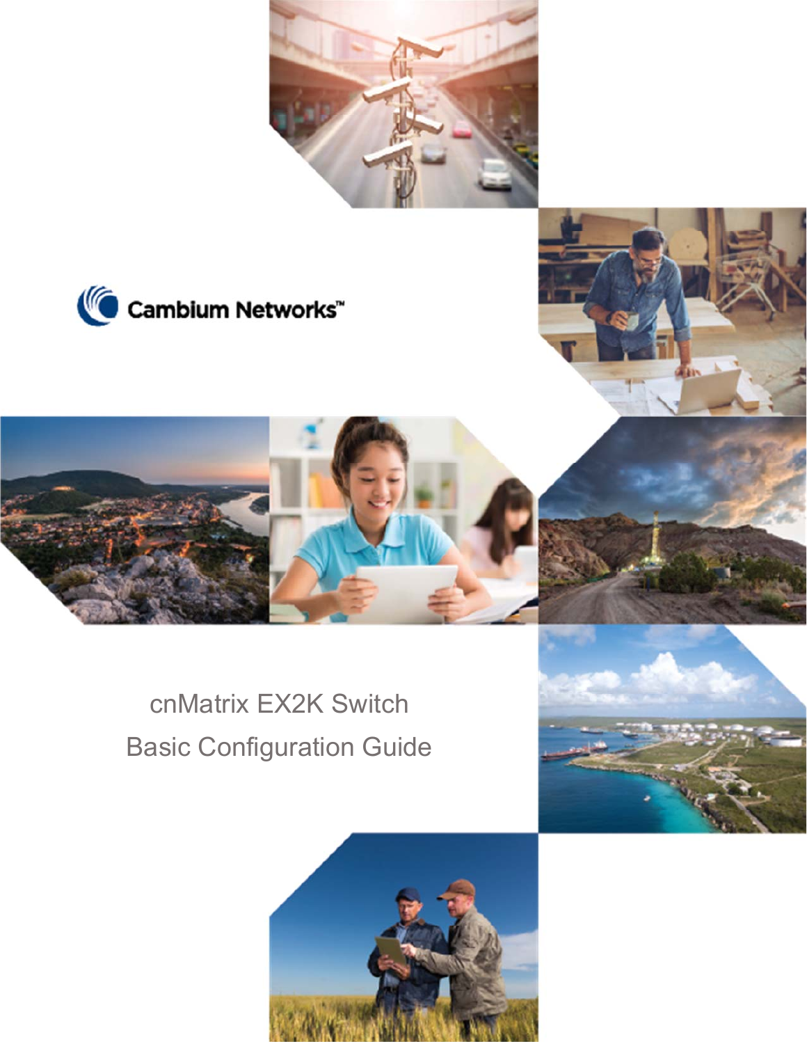Cambium Networks™

# cnMatrix EX2K Switch

## Basic Configuration Guide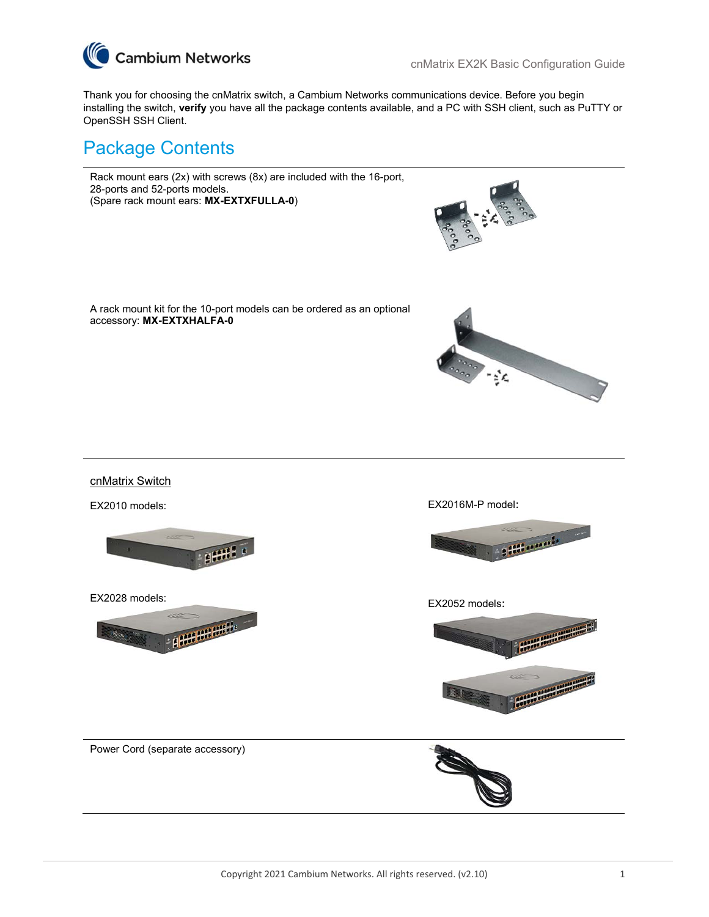Thank you for choosing the cnMatrix switch, a Cambium Networks communications device. Before you begin installing the switch, **verify** you have all the package contents available, and a PC with SSH client, such as PuTTY or OpenSSH SSH Client.

# Package Contents

Rack mount ears (2x) with screws (8x) are included with the 16-port, 28-ports and 52-ports models.
(Spare rack mount ears: **MX-EXTXFULLA-0**)

A rack mount kit for the 10-port models can be ordered as an optional accessory: **MX-EXTXHALFA-0**

cnMatrix Switch

EX2010 models:

EX2016M-P model:

EX2028 models:

EX2052 models:

Power Cord (separate accessory)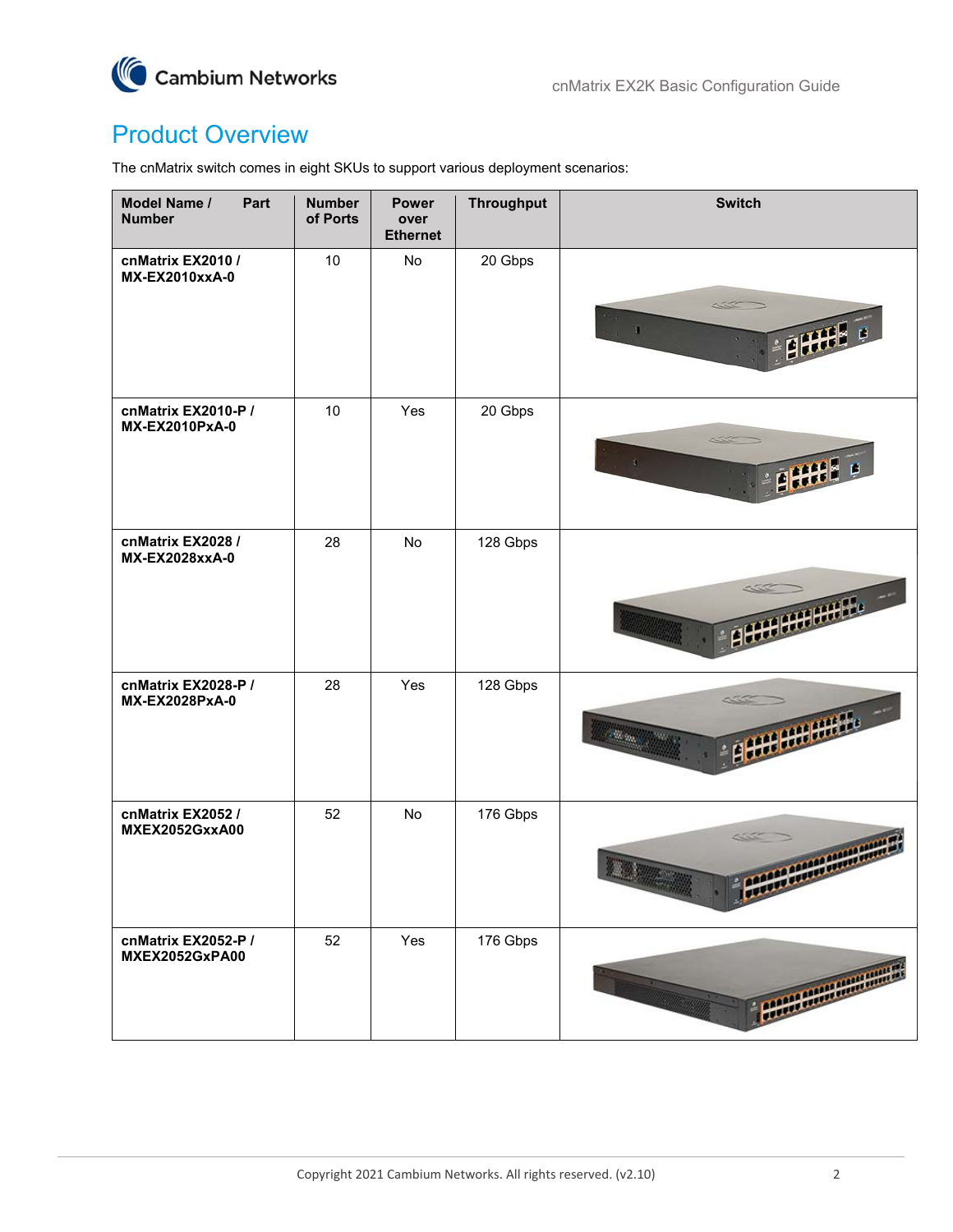# Product Overview

The cnMatrix switch comes in eight SKUs to support various deployment scenarios:

| Model Name / Part Number | Number of Ports | Power over Ethernet | Throughput | Switch |
|---|---|---|---|---|
| **cnMatrix EX2010 / MX-EX2010xxA-0** | 10 | No | 20 Gbps | |
| **cnMatrix EX2010-P / MX-EX2010PxA-0** | 10 | Yes | 20 Gbps | |
| **cnMatrix EX2028 / MX-EX2028xxA-0** | 28 | No | 128 Gbps | |
| **cnMatrix EX2028-P / MX-EX2028PxA-0** | 28 | Yes | 128 Gbps | |
| **cnMatrix EX2052 / MXEX2052GxxA00** | 52 | No | 176 Gbps | |
| **cnMatrix EX2052-P / MXEX2052GxPA00** | 52 | Yes | 176 Gbps | |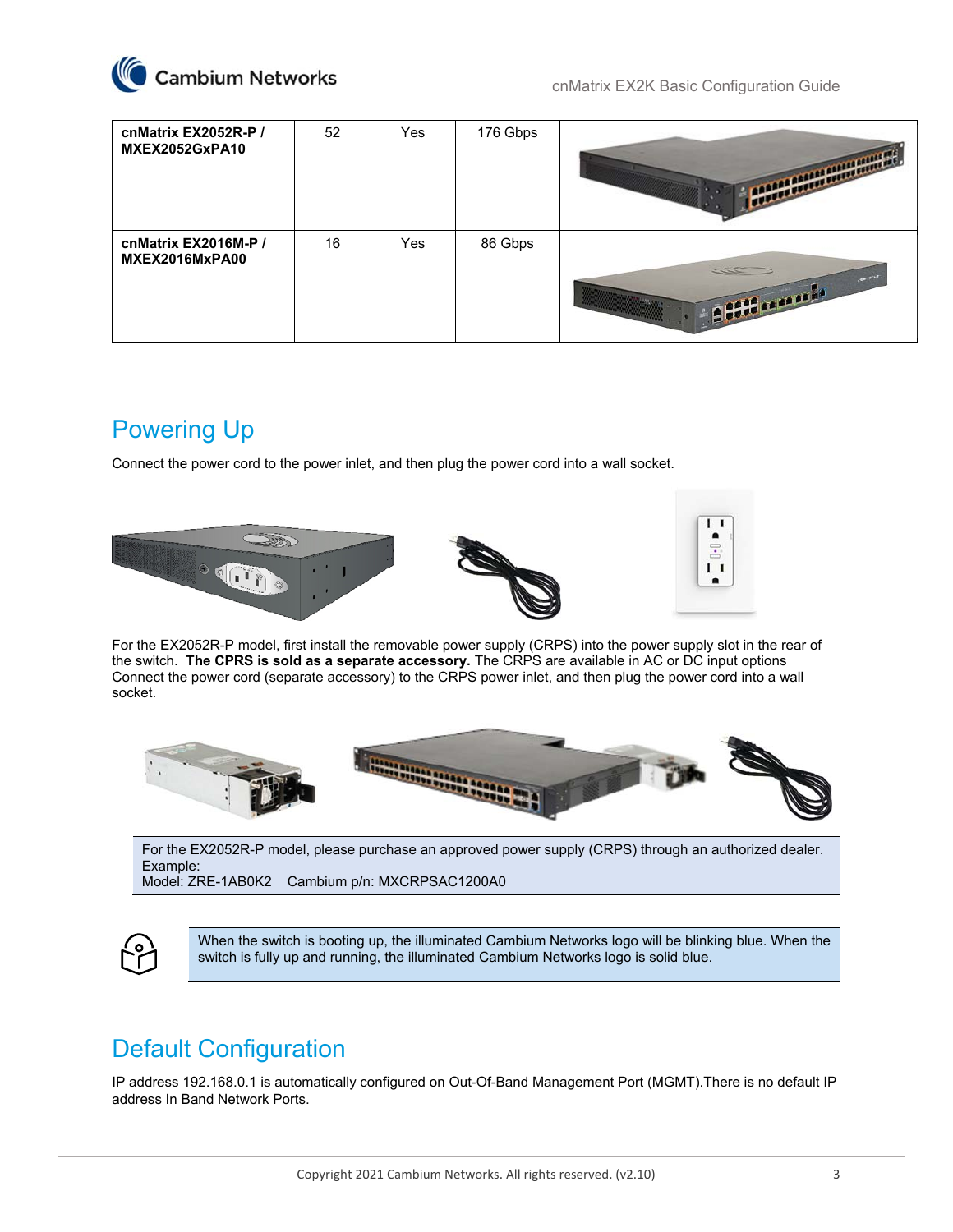| | | | | |
|---|---|---|---|---|
| **cnMatrix EX2052R-P / MXEX2052GxPA10** | 52 | Yes | 176 Gbps | |
| **cnMatrix EX2016M-P / MXEX2016MxPA00** | 16 | Yes | 86 Gbps | |

## Powering Up

Connect the power cord to the power inlet, and then plug the power cord into a wall socket.

For the EX2052R-P model, first install the removable power supply (CRPS) into the power supply slot in the rear of the switch. **The CPRS is sold as a separate accessory.** The CRPS are available in AC or DC input options Connect the power cord (separate accessory) to the CRPS power inlet, and then plug the power cord into a wall socket.

For the EX2052R-P model, please purchase an approved power supply (CRPS) through an authorized dealer.
Example:
Model: ZRE-1AB0K2 Cambium p/n: MXCRPSAC1200A0

When the switch is booting up, the illuminated Cambium Networks logo will be blinking blue. When the switch is fully up and running, the illuminated Cambium Networks logo is solid blue.

## Default Configuration

IP address 192.168.0.1 is automatically configured on Out-Of-Band Management Port (MGMT).There is no default IP address In Band Network Ports.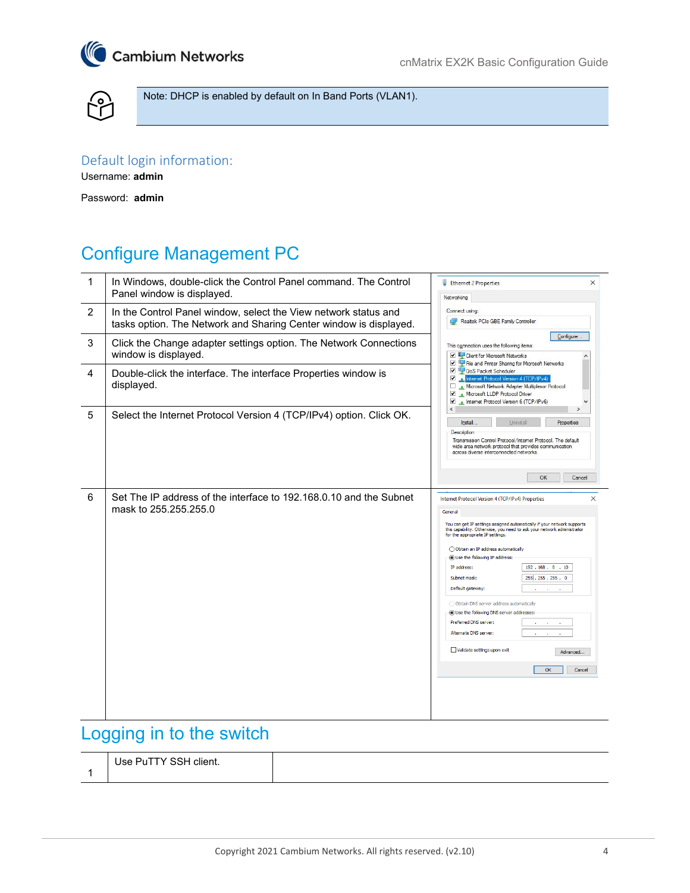> Note: DHCP is enabled by default on In Band Ports (VLAN1).

### Default login information:

Username: **admin**

Password: **admin**

## Configure Management PC

| | | |
|---|---|---|
| 1 | In Windows, double-click the Control Panel command. The Control Panel window is displayed. | |
| 2 | In the Control Panel window, select the View network status and tasks option. The Network and Sharing Center window is displayed. | |
| 3 | Click the Change adapter settings option. The Network Connections window is displayed. | |
| 4 | Double-click the interface. The interface Properties window is displayed. | |
| 5 | Select the Internet Protocol Version 4 (TCP/IPv4) option. Click OK. | |
| 6 | Set The IP address of the interface to 192.168.0.10 and the Subnet mask to 255.255.255.0 | |

## Logging in to the switch

| | | |
|---|---|---|
| 1 | Use PuTTY SSH client. | |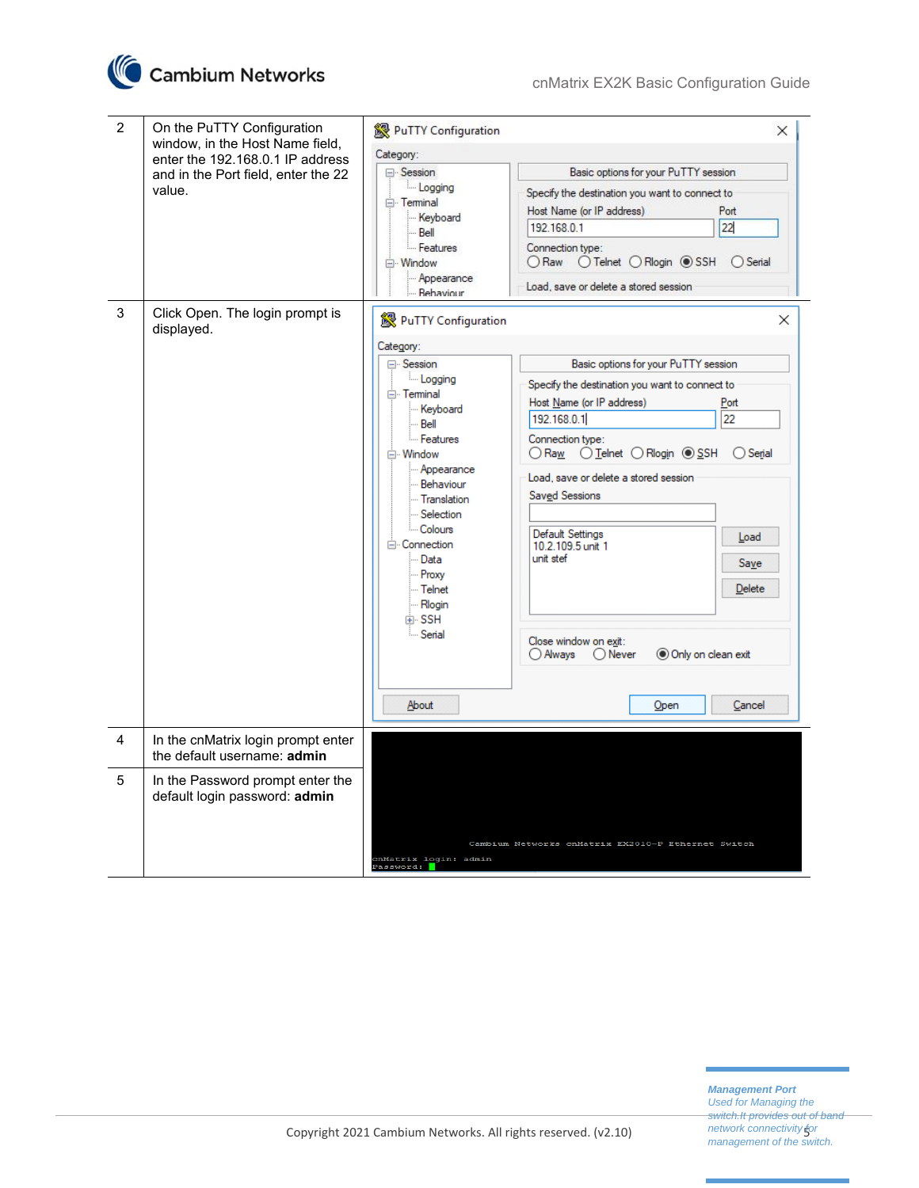| | | |
|---|---|---|
| 2 | On the PuTTY Configuration window, in the Host Name field, enter the 192.168.0.1 IP address and in the Port field, enter the 22 value. | |
| 3 | Click Open. The login prompt is displayed. | |
| 4 | In the cnMatrix login prompt enter the default username: **admin** | |
| 5 | In the Password prompt enter the default login password: **admin** | |

***Management Port***
*Used for Managing the switch.It provides out of band network connectivity for management of the switch.*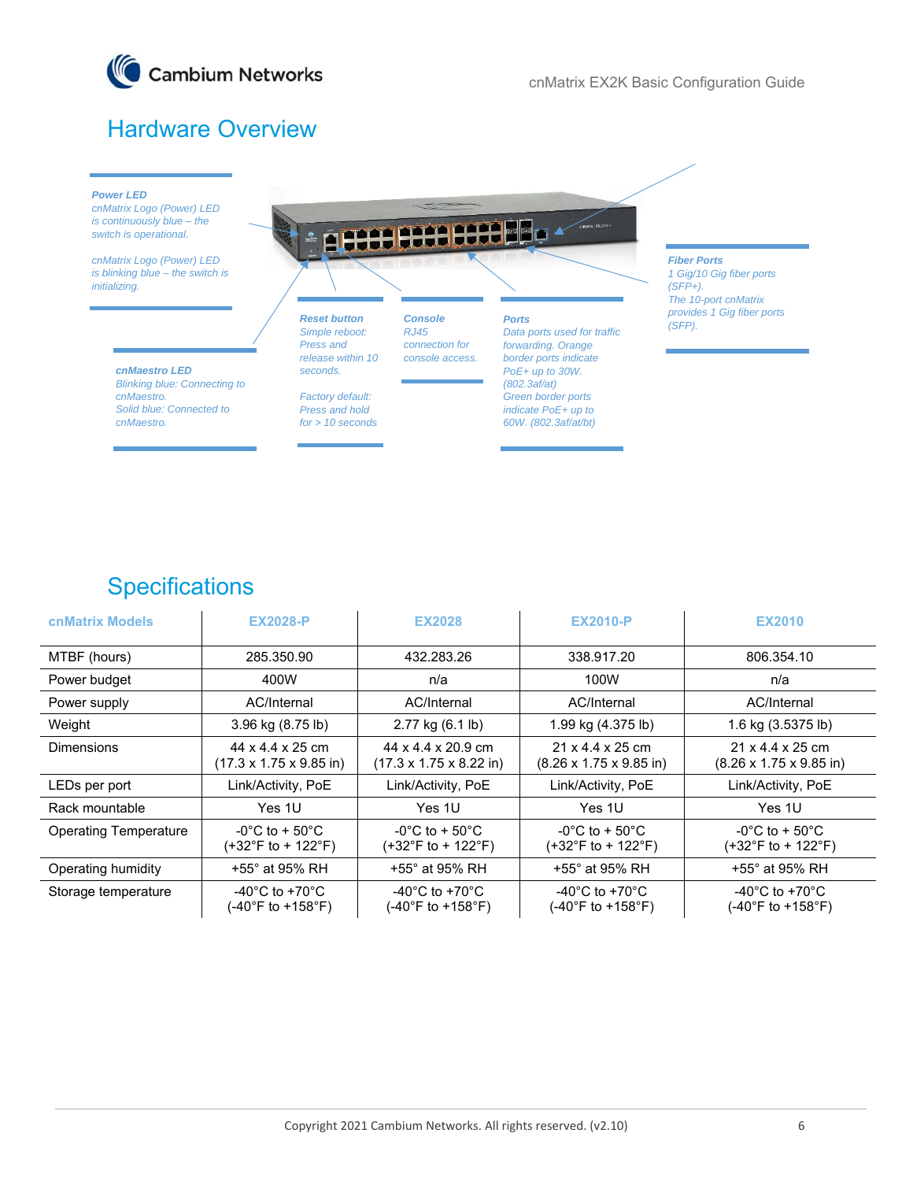# Hardware Overview

**Power LED**
*cnMatrix Logo (Power) LED is continuously blue – the switch is operational.*

*cnMatrix Logo (Power) LED is blinking blue – the switch is initializing.*

**cnMaestro LED**
*Blinking blue: Connecting to cnMaestro.*
*Solid blue: Connected to cnMaestro.*

**Reset button**
*Simple reboot: Press and release within 10 seconds.*

*Factory default: Press and hold for > 10 seconds*

**Console**
*RJ45 connection for console access.*

**Ports**
*Data ports used for traffic forwarding. Orange border ports indicate PoE+ up to 30W. (802.3af/at)*
*Green border ports indicate PoE+ up to 60W. (802.3af/at/bt)*

**Fiber Ports**
*1 Gig/10 Gig fiber ports (SFP+).*
*The 10-port cnMatrix provides 1 Gig fiber ports (SFP).*

# Specifications

| cnMatrix Models | EX2028-P | EX2028 | EX2010-P | EX2010 |
|---|---|---|---|---|
| MTBF (hours) | 285.350.90 | 432.283.26 | 338.917.20 | 806.354.10 |
| Power budget | 400W | n/a | 100W | n/a |
| Power supply | AC/Internal | AC/Internal | AC/Internal | AC/Internal |
| Weight | 3.96 kg (8.75 lb) | 2.77 kg (6.1 lb) | 1.99 kg (4.375 lb) | 1.6 kg (3.5375 lb) |
| Dimensions | 44 x 4.4 x 25 cm (17.3 x 1.75 x 9.85 in) | 44 x 4.4 x 20.9 cm (17.3 x 1.75 x 8.22 in) | 21 x 4.4 x 25 cm (8.26 x 1.75 x 9.85 in) | 21 x 4.4 x 25 cm (8.26 x 1.75 x 9.85 in) |
| LEDs per port | Link/Activity, PoE | Link/Activity, PoE | Link/Activity, PoE | Link/Activity, PoE |
| Rack mountable | Yes 1U | Yes 1U | Yes 1U | Yes 1U |
| Operating Temperature | -0°C to + 50°C (+32°F to + 122°F) | -0°C to + 50°C (+32°F to + 122°F) | -0°C to + 50°C (+32°F to + 122°F) | -0°C to + 50°C (+32°F to + 122°F) |
| Operating humidity | +55° at 95% RH | +55° at 95% RH | +55° at 95% RH | +55° at 95% RH |
| Storage temperature | -40°C to +70°C (-40°F to +158°F) | -40°C to +70°C (-40°F to +158°F) | -40°C to +70°C (-40°F to +158°F) | -40°C to +70°C (-40°F to +158°F) |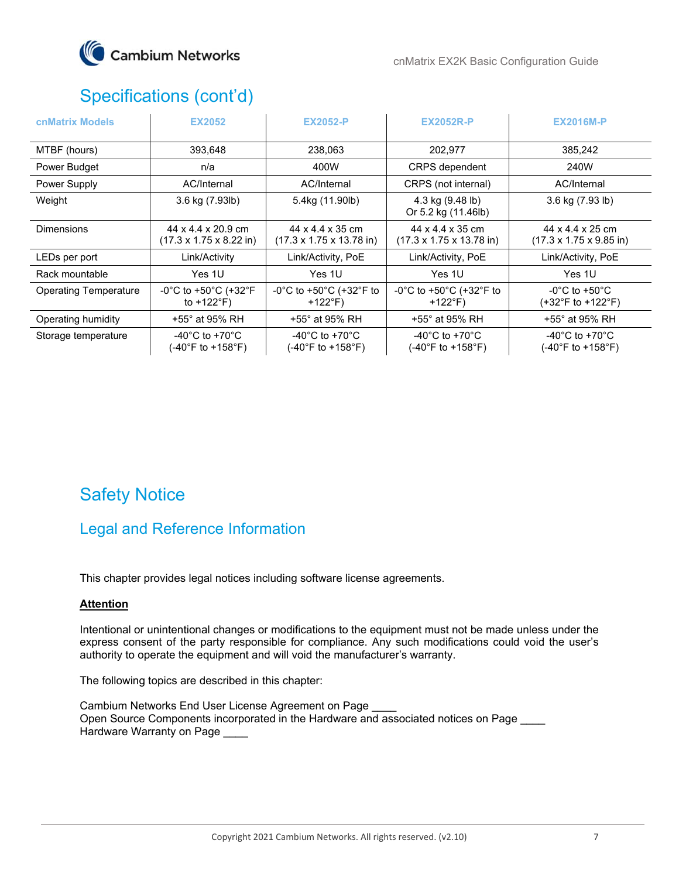## Specifications (cont'd)

| cnMatrix Models | EX2052 | EX2052-P | EX2052R-P | EX2016M-P |
|---|---|---|---|---|
| MTBF (hours) | 393,648 | 238,063 | 202,977 | 385,242 |
| Power Budget | n/a | 400W | CRPS dependent | 240W |
| Power Supply | AC/Internal | AC/Internal | CRPS (not internal) | AC/Internal |
| Weight | 3.6 kg (7.93lb) | 5.4kg (11.90lb) | 4.3 kg (9.48 lb) Or 5.2 kg (11.46lb) | 3.6 kg (7.93 lb) |
| Dimensions | 44 x 4.4 x 20.9 cm (17.3 x 1.75 x 8.22 in) | 44 x 4.4 x 35 cm (17.3 x 1.75 x 13.78 in) | 44 x 4.4 x 35 cm (17.3 x 1.75 x 13.78 in) | 44 x 4.4 x 25 cm (17.3 x 1.75 x 9.85 in) |
| LEDs per port | Link/Activity | Link/Activity, PoE | Link/Activity, PoE | Link/Activity, PoE |
| Rack mountable | Yes 1U | Yes 1U | Yes 1U | Yes 1U |
| Operating Temperature | -0°C to +50°C (+32°F to +122°F) | -0°C to +50°C (+32°F to +122°F) | -0°C to +50°C (+32°F to +122°F) | -0°C to +50°C (+32°F to +122°F) |
| Operating humidity | +55° at 95% RH | +55° at 95% RH | +55° at 95% RH | +55° at 95% RH |
| Storage temperature | -40°C to +70°C (-40°F to +158°F) | -40°C to +70°C (-40°F to +158°F) | -40°C to +70°C (-40°F to +158°F) | -40°C to +70°C (-40°F to +158°F) |

## Safety Notice

### Legal and Reference Information

This chapter provides legal notices including software license agreements.

**Attention**

Intentional or unintentional changes or modifications to the equipment must not be made unless under the express consent of the party responsible for compliance. Any such modifications could void the user's authority to operate the equipment and will void the manufacturer's warranty.

The following topics are described in this chapter:

Cambium Networks End User License Agreement on Page ____
Open Source Components incorporated in the Hardware and associated notices on Page ____
Hardware Warranty on Page ____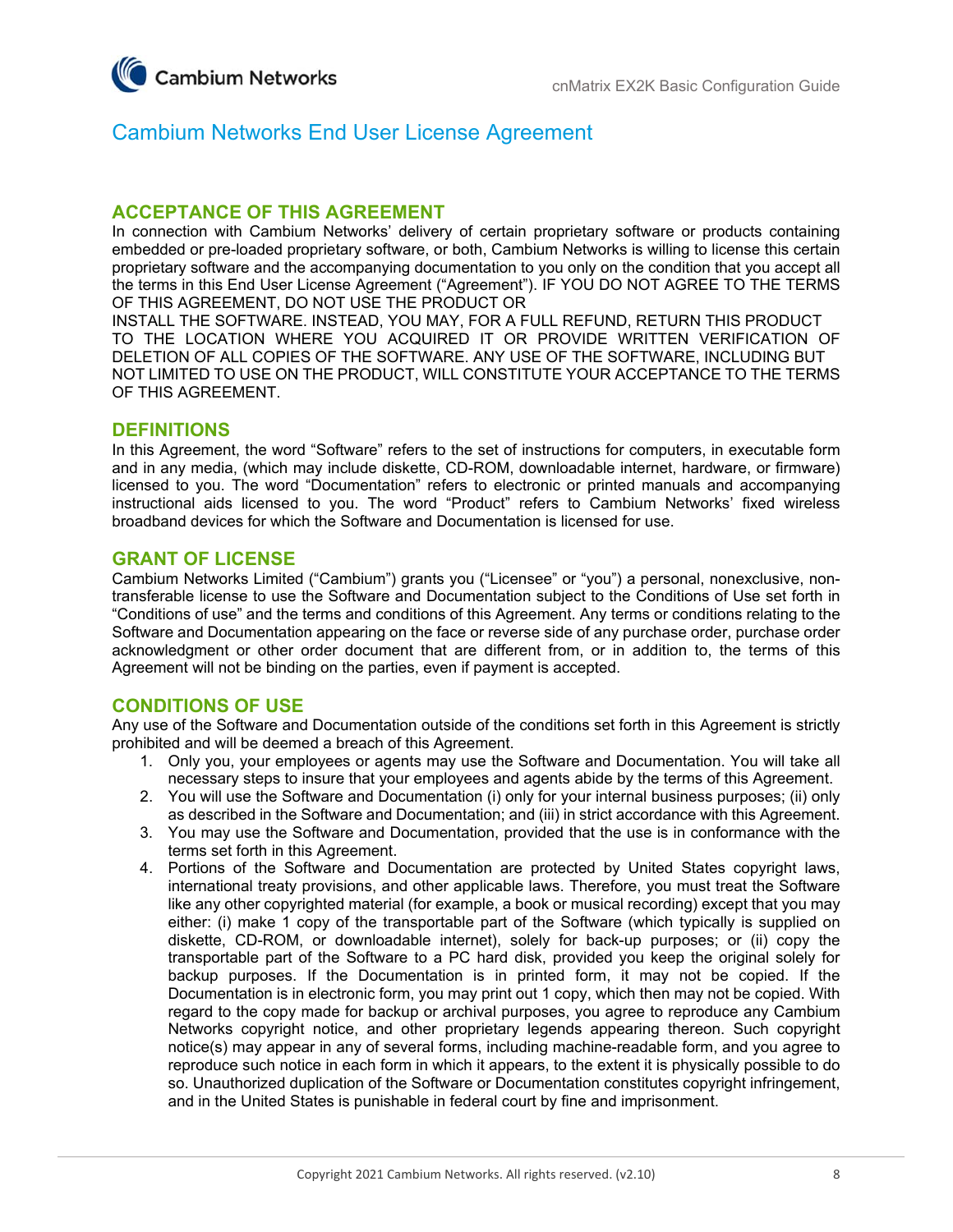# Cambium Networks End User License Agreement

## ACCEPTANCE OF THIS AGREEMENT

In connection with Cambium Networks' delivery of certain proprietary software or products containing embedded or pre-loaded proprietary software, or both, Cambium Networks is willing to license this certain proprietary software and the accompanying documentation to you only on the condition that you accept all the terms in this End User License Agreement ("Agreement"). IF YOU DO NOT AGREE TO THE TERMS OF THIS AGREEMENT, DO NOT USE THE PRODUCT OR INSTALL THE SOFTWARE. INSTEAD, YOU MAY, FOR A FULL REFUND, RETURN THIS PRODUCT TO THE LOCATION WHERE YOU ACQUIRED IT OR PROVIDE WRITTEN VERIFICATION OF DELETION OF ALL COPIES OF THE SOFTWARE. ANY USE OF THE SOFTWARE, INCLUDING BUT NOT LIMITED TO USE ON THE PRODUCT, WILL CONSTITUTE YOUR ACCEPTANCE TO THE TERMS OF THIS AGREEMENT.

## DEFINITIONS

In this Agreement, the word "Software" refers to the set of instructions for computers, in executable form and in any media, (which may include diskette, CD-ROM, downloadable internet, hardware, or firmware) licensed to you. The word "Documentation" refers to electronic or printed manuals and accompanying instructional aids licensed to you. The word "Product" refers to Cambium Networks' fixed wireless broadband devices for which the Software and Documentation is licensed for use.

## GRANT OF LICENSE

Cambium Networks Limited ("Cambium") grants you ("Licensee" or "you") a personal, nonexclusive, non-transferable license to use the Software and Documentation subject to the Conditions of Use set forth in "Conditions of use" and the terms and conditions of this Agreement. Any terms or conditions relating to the Software and Documentation appearing on the face or reverse side of any purchase order, purchase order acknowledgment or other order document that are different from, or in addition to, the terms of this Agreement will not be binding on the parties, even if payment is accepted.

## CONDITIONS OF USE

Any use of the Software and Documentation outside of the conditions set forth in this Agreement is strictly prohibited and will be deemed a breach of this Agreement.

1. Only you, your employees or agents may use the Software and Documentation. You will take all necessary steps to insure that your employees and agents abide by the terms of this Agreement.
2. You will use the Software and Documentation (i) only for your internal business purposes; (ii) only as described in the Software and Documentation; and (iii) in strict accordance with this Agreement.
3. You may use the Software and Documentation, provided that the use is in conformance with the terms set forth in this Agreement.
4. Portions of the Software and Documentation are protected by United States copyright laws, international treaty provisions, and other applicable laws. Therefore, you must treat the Software like any other copyrighted material (for example, a book or musical recording) except that you may either: (i) make 1 copy of the transportable part of the Software (which typically is supplied on diskette, CD-ROM, or downloadable internet), solely for back-up purposes; or (ii) copy the transportable part of the Software to a PC hard disk, provided you keep the original solely for backup purposes. If the Documentation is in printed form, it may not be copied. If the Documentation is in electronic form, you may print out 1 copy, which then may not be copied. With regard to the copy made for backup or archival purposes, you agree to reproduce any Cambium Networks copyright notice, and other proprietary legends appearing thereon. Such copyright notice(s) may appear in any of several forms, including machine-readable form, and you agree to reproduce such notice in each form in which it appears, to the extent it is physically possible to do so. Unauthorized duplication of the Software or Documentation constitutes copyright infringement, and in the United States is punishable in federal court by fine and imprisonment.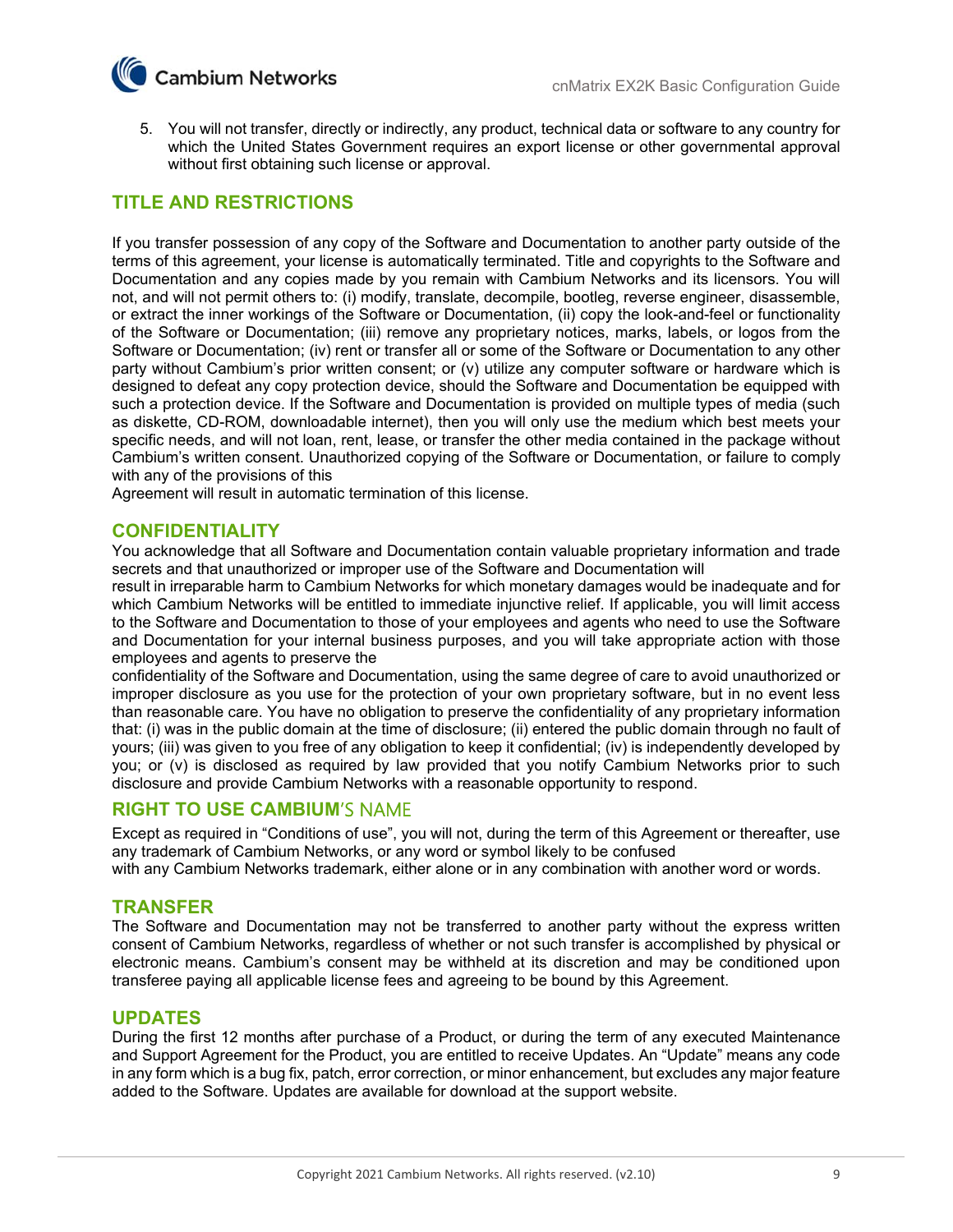5. You will not transfer, directly or indirectly, any product, technical data or software to any country for which the United States Government requires an export license or other governmental approval without first obtaining such license or approval.

## TITLE AND RESTRICTIONS

If you transfer possession of any copy of the Software and Documentation to another party outside of the terms of this agreement, your license is automatically terminated. Title and copyrights to the Software and Documentation and any copies made by you remain with Cambium Networks and its licensors. You will not, and will not permit others to: (i) modify, translate, decompile, bootleg, reverse engineer, disassemble, or extract the inner workings of the Software or Documentation, (ii) copy the look-and-feel or functionality of the Software or Documentation; (iii) remove any proprietary notices, marks, labels, or logos from the Software or Documentation; (iv) rent or transfer all or some of the Software or Documentation to any other party without Cambium's prior written consent; or (v) utilize any computer software or hardware which is designed to defeat any copy protection device, should the Software and Documentation be equipped with such a protection device. If the Software and Documentation is provided on multiple types of media (such as diskette, CD-ROM, downloadable internet), then you will only use the medium which best meets your specific needs, and will not loan, rent, lease, or transfer the other media contained in the package without Cambium's written consent. Unauthorized copying of the Software or Documentation, or failure to comply with any of the provisions of this
Agreement will result in automatic termination of this license.

## CONFIDENTIALITY

You acknowledge that all Software and Documentation contain valuable proprietary information and trade secrets and that unauthorized or improper use of the Software and Documentation will
result in irreparable harm to Cambium Networks for which monetary damages would be inadequate and for which Cambium Networks will be entitled to immediate injunctive relief. If applicable, you will limit access to the Software and Documentation to those of your employees and agents who need to use the Software and Documentation for your internal business purposes, and you will take appropriate action with those employees and agents to preserve the
confidentiality of the Software and Documentation, using the same degree of care to avoid unauthorized or improper disclosure as you use for the protection of your own proprietary software, but in no event less than reasonable care. You have no obligation to preserve the confidentiality of any proprietary information that: (i) was in the public domain at the time of disclosure; (ii) entered the public domain through no fault of yours; (iii) was given to you free of any obligation to keep it confidential; (iv) is independently developed by you; or (v) is disclosed as required by law provided that you notify Cambium Networks prior to such disclosure and provide Cambium Networks with a reasonable opportunity to respond.

## RIGHT TO USE CAMBIUM'S NAME

Except as required in "Conditions of use", you will not, during the term of this Agreement or thereafter, use any trademark of Cambium Networks, or any word or symbol likely to be confused
with any Cambium Networks trademark, either alone or in any combination with another word or words.

## TRANSFER

The Software and Documentation may not be transferred to another party without the express written consent of Cambium Networks, regardless of whether or not such transfer is accomplished by physical or electronic means. Cambium's consent may be withheld at its discretion and may be conditioned upon transferee paying all applicable license fees and agreeing to be bound by this Agreement.

## UPDATES

During the first 12 months after purchase of a Product, or during the term of any executed Maintenance and Support Agreement for the Product, you are entitled to receive Updates. An "Update" means any code in any form which is a bug fix, patch, error correction, or minor enhancement, but excludes any major feature added to the Software. Updates are available for download at the support website.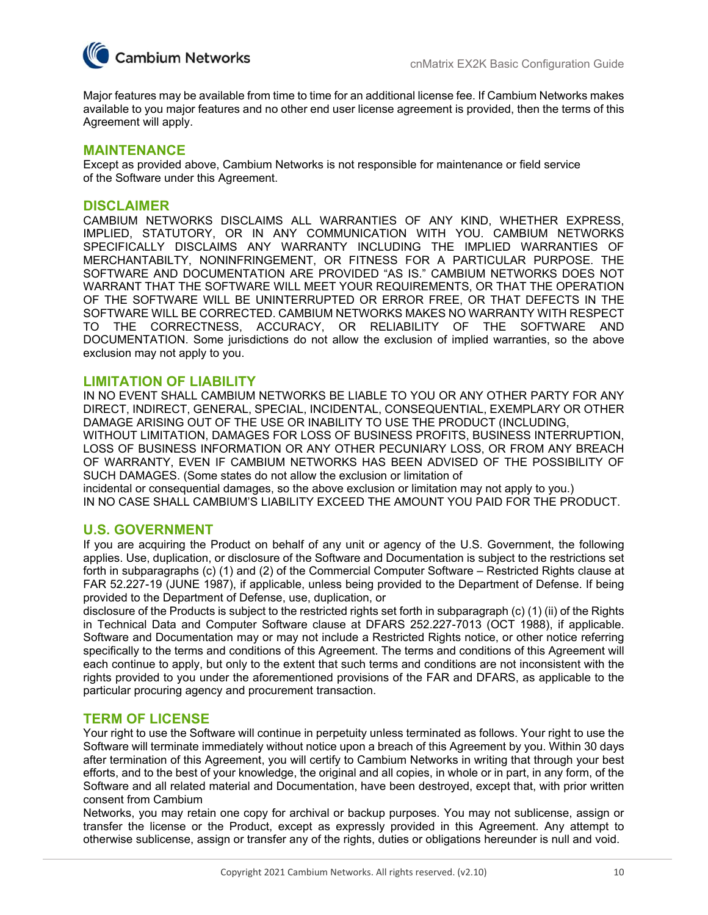Major features may be available from time to time for an additional license fee. If Cambium Networks makes available to you major features and no other end user license agreement is provided, then the terms of this Agreement will apply.

## MAINTENANCE

Except as provided above, Cambium Networks is not responsible for maintenance or field service of the Software under this Agreement.

## DISCLAIMER

CAMBIUM NETWORKS DISCLAIMS ALL WARRANTIES OF ANY KIND, WHETHER EXPRESS, IMPLIED, STATUTORY, OR IN ANY COMMUNICATION WITH YOU. CAMBIUM NETWORKS SPECIFICALLY DISCLAIMS ANY WARRANTY INCLUDING THE IMPLIED WARRANTIES OF MERCHANTABILTY, NONINFRINGEMENT, OR FITNESS FOR A PARTICULAR PURPOSE. THE SOFTWARE AND DOCUMENTATION ARE PROVIDED "AS IS." CAMBIUM NETWORKS DOES NOT WARRANT THAT THE SOFTWARE WILL MEET YOUR REQUIREMENTS, OR THAT THE OPERATION OF THE SOFTWARE WILL BE UNINTERRUPTED OR ERROR FREE, OR THAT DEFECTS IN THE SOFTWARE WILL BE CORRECTED. CAMBIUM NETWORKS MAKES NO WARRANTY WITH RESPECT TO THE CORRECTNESS, ACCURACY, OR RELIABILITY OF THE SOFTWARE AND DOCUMENTATION. Some jurisdictions do not allow the exclusion of implied warranties, so the above exclusion may not apply to you.

## LIMITATION OF LIABILITY

IN NO EVENT SHALL CAMBIUM NETWORKS BE LIABLE TO YOU OR ANY OTHER PARTY FOR ANY DIRECT, INDIRECT, GENERAL, SPECIAL, INCIDENTAL, CONSEQUENTIAL, EXEMPLARY OR OTHER DAMAGE ARISING OUT OF THE USE OR INABILITY TO USE THE PRODUCT (INCLUDING, WITHOUT LIMITATION, DAMAGES FOR LOSS OF BUSINESS PROFITS, BUSINESS INTERRUPTION, LOSS OF BUSINESS INFORMATION OR ANY OTHER PECUNIARY LOSS, OR FROM ANY BREACH OF WARRANTY, EVEN IF CAMBIUM NETWORKS HAS BEEN ADVISED OF THE POSSIBILITY OF SUCH DAMAGES. (Some states do not allow the exclusion or limitation of incidental or consequential damages, so the above exclusion or limitation may not apply to you.)
IN NO CASE SHALL CAMBIUM'S LIABILITY EXCEED THE AMOUNT YOU PAID FOR THE PRODUCT.

## U.S. GOVERNMENT

If you are acquiring the Product on behalf of any unit or agency of the U.S. Government, the following applies. Use, duplication, or disclosure of the Software and Documentation is subject to the restrictions set forth in subparagraphs (c) (1) and (2) of the Commercial Computer Software – Restricted Rights clause at FAR 52.227-19 (JUNE 1987), if applicable, unless being provided to the Department of Defense. If being provided to the Department of Defense, use, duplication, or disclosure of the Products is subject to the restricted rights set forth in subparagraph (c) (1) (ii) of the Rights in Technical Data and Computer Software clause at DFARS 252.227-7013 (OCT 1988), if applicable. Software and Documentation may or may not include a Restricted Rights notice, or other notice referring specifically to the terms and conditions of this Agreement. The terms and conditions of this Agreement will each continue to apply, but only to the extent that such terms and conditions are not inconsistent with the rights provided to you under the aforementioned provisions of the FAR and DFARS, as applicable to the particular procuring agency and procurement transaction.

## TERM OF LICENSE

Your right to use the Software will continue in perpetuity unless terminated as follows. Your right to use the Software will terminate immediately without notice upon a breach of this Agreement by you. Within 30 days after termination of this Agreement, you will certify to Cambium Networks in writing that through your best efforts, and to the best of your knowledge, the original and all copies, in whole or in part, in any form, of the Software and all related material and Documentation, have been destroyed, except that, with prior written consent from Cambium Networks, you may retain one copy for archival or backup purposes. You may not sublicense, assign or transfer the license or the Product, except as expressly provided in this Agreement. Any attempt to otherwise sublicense, assign or transfer any of the rights, duties or obligations hereunder is null and void.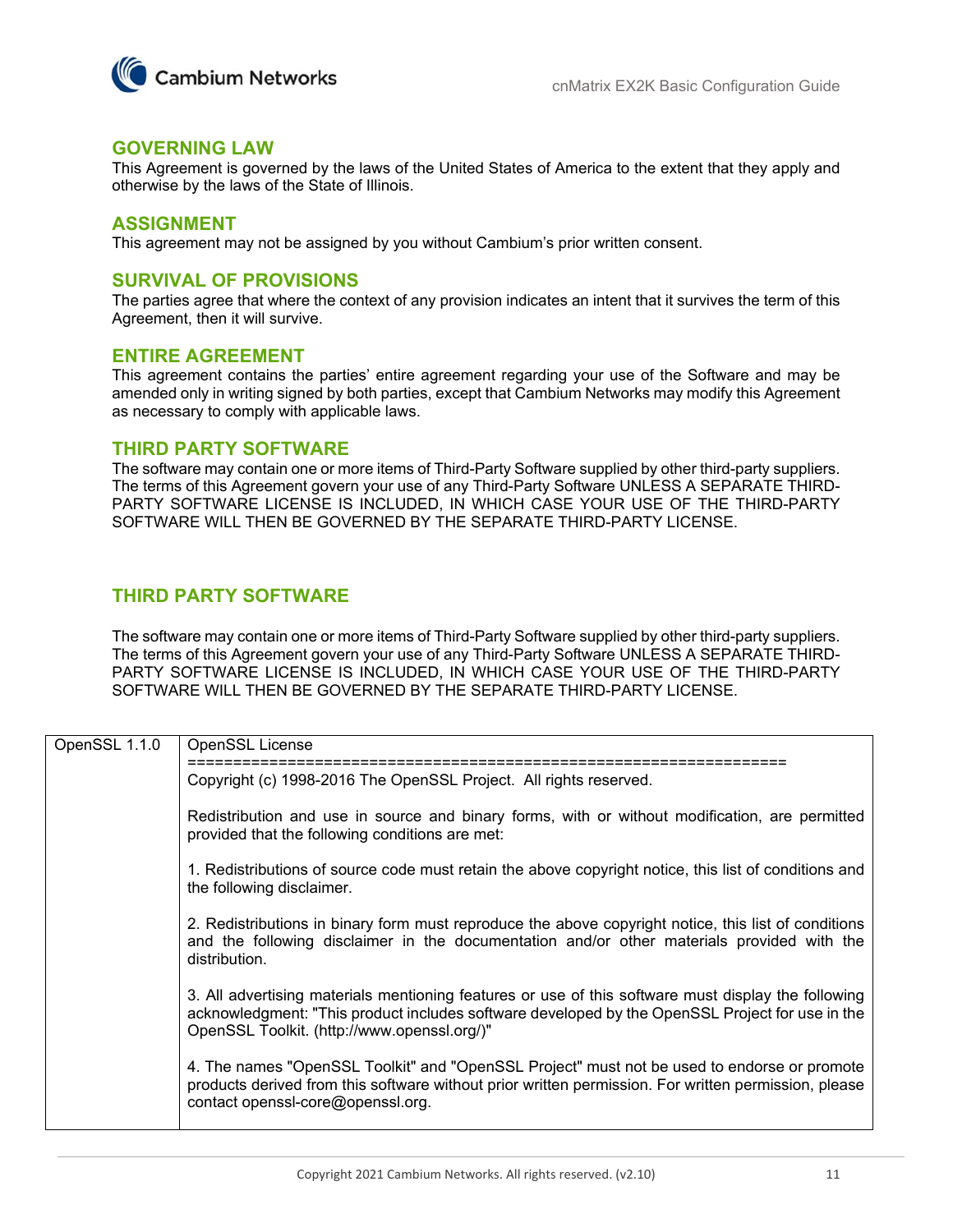## GOVERNING LAW

This Agreement is governed by the laws of the United States of America to the extent that they apply and otherwise by the laws of the State of Illinois.

## ASSIGNMENT

This agreement may not be assigned by you without Cambium's prior written consent.

## SURVIVAL OF PROVISIONS

The parties agree that where the context of any provision indicates an intent that it survives the term of this Agreement, then it will survive.

## ENTIRE AGREEMENT

This agreement contains the parties' entire agreement regarding your use of the Software and may be amended only in writing signed by both parties, except that Cambium Networks may modify this Agreement as necessary to comply with applicable laws.

## THIRD PARTY SOFTWARE

The software may contain one or more items of Third-Party Software supplied by other third-party suppliers. The terms of this Agreement govern your use of any Third-Party Software UNLESS A SEPARATE THIRD-PARTY SOFTWARE LICENSE IS INCLUDED, IN WHICH CASE YOUR USE OF THE THIRD-PARTY SOFTWARE WILL THEN BE GOVERNED BY THE SEPARATE THIRD-PARTY LICENSE.

## THIRD PARTY SOFTWARE

The software may contain one or more items of Third-Party Software supplied by other third-party suppliers. The terms of this Agreement govern your use of any Third-Party Software UNLESS A SEPARATE THIRD-PARTY SOFTWARE LICENSE IS INCLUDED, IN WHICH CASE YOUR USE OF THE THIRD-PARTY SOFTWARE WILL THEN BE GOVERNED BY THE SEPARATE THIRD-PARTY LICENSE.

| | |
|---|---|
| OpenSSL 1.1.0 | OpenSSL License<br>====================================================================<br>Copyright (c) 1998-2016 The OpenSSL Project. All rights reserved.<br><br>Redistribution and use in source and binary forms, with or without modification, are permitted provided that the following conditions are met:<br><br>1. Redistributions of source code must retain the above copyright notice, this list of conditions and the following disclaimer.<br><br>2. Redistributions in binary form must reproduce the above copyright notice, this list of conditions and the following disclaimer in the documentation and/or other materials provided with the distribution.<br><br>3. All advertising materials mentioning features or use of this software must display the following acknowledgment: "This product includes software developed by the OpenSSL Project for use in the OpenSSL Toolkit. (http://www.openssl.org/)"<br><br>4. The names "OpenSSL Toolkit" and "OpenSSL Project" must not be used to endorse or promote products derived from this software without prior written permission. For written permission, please contact openssl-core@openssl.org. |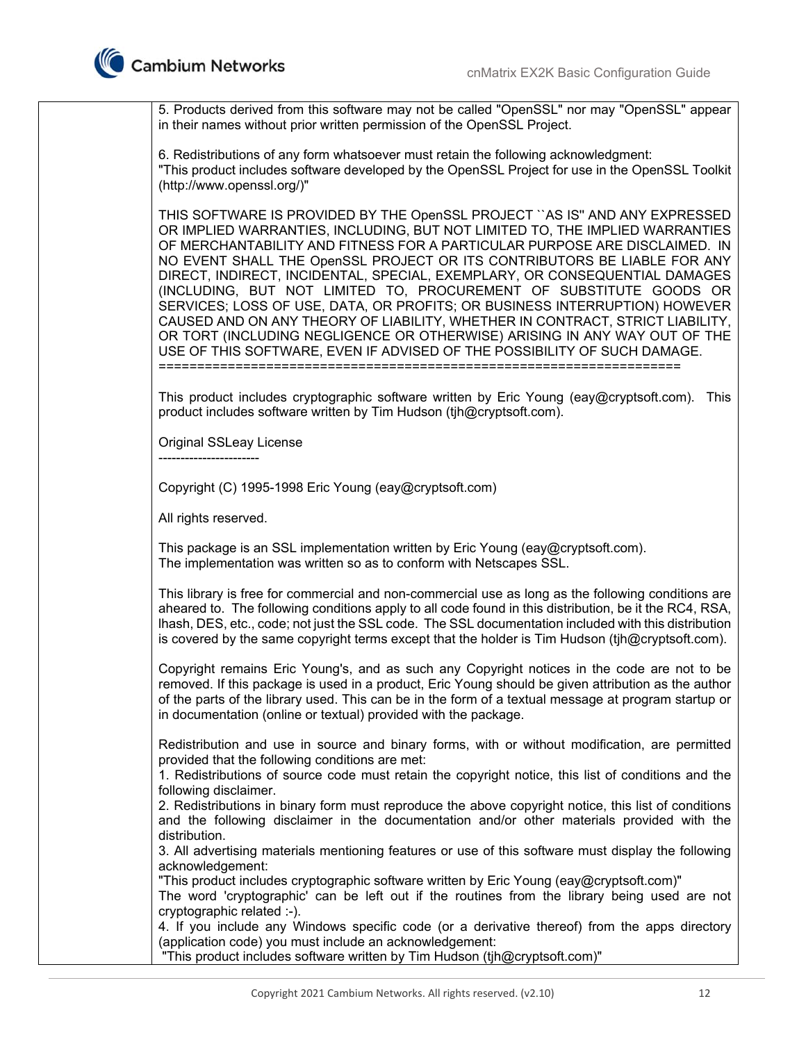| | 5. Products derived from this software may not be called "OpenSSL" nor may "OpenSSL" appear in their names without prior written permission of the OpenSSL Project.<br><br>6. Redistributions of any form whatsoever must retain the following acknowledgment:<br>"This product includes software developed by the OpenSSL Project for use in the OpenSSL Toolkit (http://www.openssl.org/)"<br><br>THIS SOFTWARE IS PROVIDED BY THE OpenSSL PROJECT ``AS IS'' AND ANY EXPRESSED OR IMPLIED WARRANTIES, INCLUDING, BUT NOT LIMITED TO, THE IMPLIED WARRANTIES OF MERCHANTABILITY AND FITNESS FOR A PARTICULAR PURPOSE ARE DISCLAIMED. IN NO EVENT SHALL THE OpenSSL PROJECT OR ITS CONTRIBUTORS BE LIABLE FOR ANY DIRECT, INDIRECT, INCIDENTAL, SPECIAL, EXEMPLARY, OR CONSEQUENTIAL DAMAGES (INCLUDING, BUT NOT LIMITED TO, PROCUREMENT OF SUBSTITUTE GOODS OR SERVICES; LOSS OF USE, DATA, OR PROFITS; OR BUSINESS INTERRUPTION) HOWEVER CAUSED AND ON ANY THEORY OF LIABILITY, WHETHER IN CONTRACT, STRICT LIABILITY, OR TORT (INCLUDING NEGLIGENCE OR OTHERWISE) ARISING IN ANY WAY OUT OF THE USE OF THIS SOFTWARE, EVEN IF ADVISED OF THE POSSIBILITY OF SUCH DAMAGE.<br>====================================================================<br><br>This product includes cryptographic software written by Eric Young (eay@cryptsoft.com). This product includes software written by Tim Hudson (tjh@cryptsoft.com).<br><br>Original SSLeay License<br>-----------------------<br><br>Copyright (C) 1995-1998 Eric Young (eay@cryptsoft.com)<br><br>All rights reserved.<br><br>This package is an SSL implementation written by Eric Young (eay@cryptsoft.com).<br>The implementation was written so as to conform with Netscapes SSL.<br><br>This library is free for commercial and non-commercial use as long as the following conditions are aheared to. The following conditions apply to all code found in this distribution, be it the RC4, RSA, lhash, DES, etc., code; not just the SSL code. The SSL documentation included with this distribution is covered by the same copyright terms except that the holder is Tim Hudson (tjh@cryptsoft.com).<br><br>Copyright remains Eric Young's, and as such any Copyright notices in the code are not to be removed. If this package is used in a product, Eric Young should be given attribution as the author of the parts of the library used. This can be in the form of a textual message at program startup or in documentation (online or textual) provided with the package.<br><br>Redistribution and use in source and binary forms, with or without modification, are permitted provided that the following conditions are met:<br>1. Redistributions of source code must retain the copyright notice, this list of conditions and the following disclaimer.<br>2. Redistributions in binary form must reproduce the above copyright notice, this list of conditions and the following disclaimer in the documentation and/or other materials provided with the distribution.<br>3. All advertising materials mentioning features or use of this software must display the following acknowledgement:<br>"This product includes cryptographic software written by Eric Young (eay@cryptsoft.com)"<br>The word 'cryptographic' can be left out if the routines from the library being used are not cryptographic related :-).<br>4. If you include any Windows specific code (or a derivative thereof) from the apps directory (application code) you must include an acknowledgement:<br>"This product includes software written by Tim Hudson (tjh@cryptsoft.com)" |
|---|---|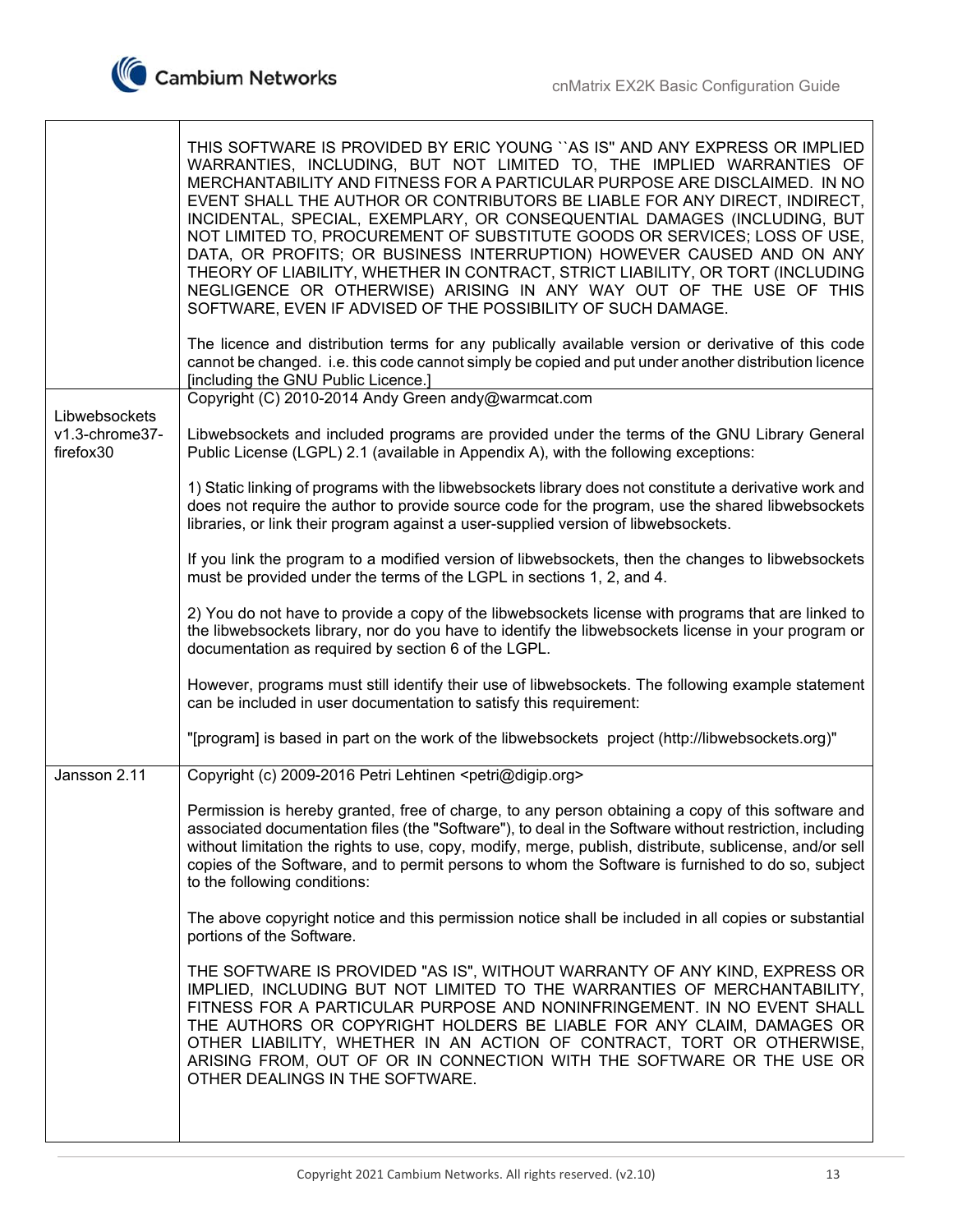| | |
|---|---|
| | THIS SOFTWARE IS PROVIDED BY ERIC YOUNG ``AS IS'' AND ANY EXPRESS OR IMPLIED WARRANTIES, INCLUDING, BUT NOT LIMITED TO, THE IMPLIED WARRANTIES OF MERCHANTABILITY AND FITNESS FOR A PARTICULAR PURPOSE ARE DISCLAIMED. IN NO EVENT SHALL THE AUTHOR OR CONTRIBUTORS BE LIABLE FOR ANY DIRECT, INDIRECT, INCIDENTAL, SPECIAL, EXEMPLARY, OR CONSEQUENTIAL DAMAGES (INCLUDING, BUT NOT LIMITED TO, PROCUREMENT OF SUBSTITUTE GOODS OR SERVICES; LOSS OF USE, DATA, OR PROFITS; OR BUSINESS INTERRUPTION) HOWEVER CAUSED AND ON ANY THEORY OF LIABILITY, WHETHER IN CONTRACT, STRICT LIABILITY, OR TORT (INCLUDING NEGLIGENCE OR OTHERWISE) ARISING IN ANY WAY OUT OF THE USE OF THIS SOFTWARE, EVEN IF ADVISED OF THE POSSIBILITY OF SUCH DAMAGE.<br><br>The licence and distribution terms for any publically available version or derivative of this code cannot be changed. i.e. this code cannot simply be copied and put under another distribution licence [including the GNU Public Licence.] |
| Libwebsockets v1.3-chrome37-firefox30 | Copyright (C) 2010-2014 Andy Green andy@warmcat.com<br><br>Libwebsockets and included programs are provided under the terms of the GNU Library General Public License (LGPL) 2.1 (available in Appendix A), with the following exceptions:<br><br>1) Static linking of programs with the libwebsockets library does not constitute a derivative work and does not require the author to provide source code for the program, use the shared libwebsockets libraries, or link their program against a user-supplied version of libwebsockets.<br><br>If you link the program to a modified version of libwebsockets, then the changes to libwebsockets must be provided under the terms of the LGPL in sections 1, 2, and 4.<br><br>2) You do not have to provide a copy of the libwebsockets license with programs that are linked to the libwebsockets library, nor do you have to identify the libwebsockets license in your program or documentation as required by section 6 of the LGPL.<br><br>However, programs must still identify their use of libwebsockets. The following example statement can be included in user documentation to satisfy this requirement:<br><br>"[program] is based in part on the work of the libwebsockets project (http://libwebsockets.org)" |
| Jansson 2.11 | Copyright (c) 2009-2016 Petri Lehtinen <petri@digip.org><br><br>Permission is hereby granted, free of charge, to any person obtaining a copy of this software and associated documentation files (the "Software"), to deal in the Software without restriction, including without limitation the rights to use, copy, modify, merge, publish, distribute, sublicense, and/or sell copies of the Software, and to permit persons to whom the Software is furnished to do so, subject to the following conditions:<br><br>The above copyright notice and this permission notice shall be included in all copies or substantial portions of the Software.<br><br>THE SOFTWARE IS PROVIDED "AS IS", WITHOUT WARRANTY OF ANY KIND, EXPRESS OR IMPLIED, INCLUDING BUT NOT LIMITED TO THE WARRANTIES OF MERCHANTABILITY, FITNESS FOR A PARTICULAR PURPOSE AND NONINFRINGEMENT. IN NO EVENT SHALL THE AUTHORS OR COPYRIGHT HOLDERS BE LIABLE FOR ANY CLAIM, DAMAGES OR OTHER LIABILITY, WHETHER IN AN ACTION OF CONTRACT, TORT OR OTHERWISE, ARISING FROM, OUT OF OR IN CONNECTION WITH THE SOFTWARE OR THE USE OR OTHER DEALINGS IN THE SOFTWARE. |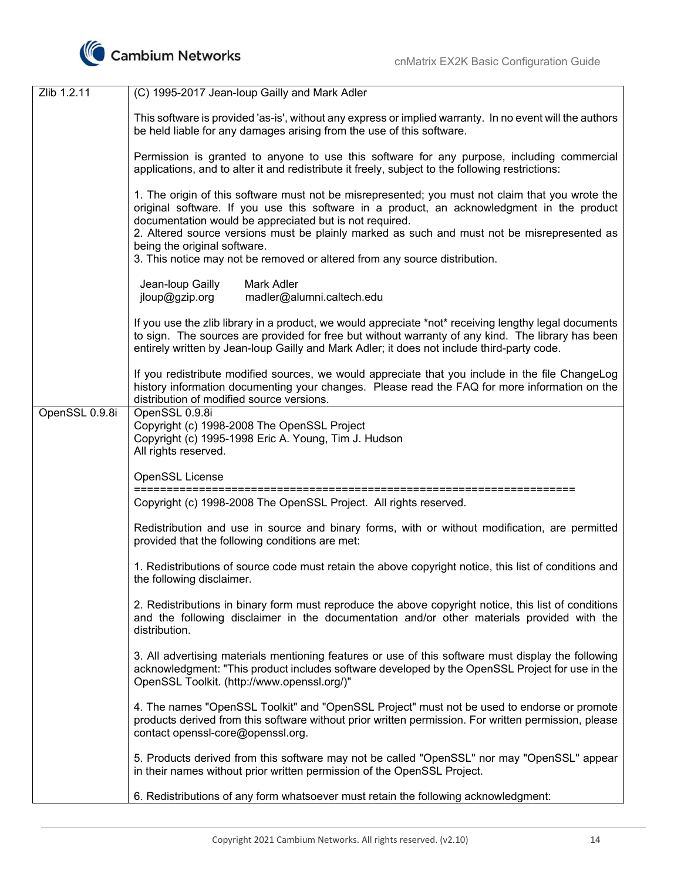| | |
|---|---|
| Zlib 1.2.11 | (C) 1995-2017 Jean-loup Gailly and Mark Adler<br><br>This software is provided 'as-is', without any express or implied warranty. In no event will the authors be held liable for any damages arising from the use of this software.<br><br>Permission is granted to anyone to use this software for any purpose, including commercial applications, and to alter it and redistribute it freely, subject to the following restrictions:<br><br>1. The origin of this software must not be misrepresented; you must not claim that you wrote the original software. If you use this software in a product, an acknowledgment in the product documentation would be appreciated but is not required.<br>2. Altered source versions must be plainly marked as such and must not be misrepresented as being the original software.<br>3. This notice may not be removed or altered from any source distribution.<br><br>Jean-loup Gailly Mark Adler<br>jloup@gzip.org madler@alumni.caltech.edu<br><br>If you use the zlib library in a product, we would appreciate *not* receiving lengthy legal documents to sign. The sources are provided for free but without warranty of any kind. The library has been entirely written by Jean-loup Gailly and Mark Adler; it does not include third-party code.<br><br>If you redistribute modified sources, we would appreciate that you include in the file ChangeLog history information documenting your changes. Please read the FAQ for more information on the distribution of modified source versions. |
| OpenSSL 0.9.8i | OpenSSL 0.9.8i<br>Copyright (c) 1998-2008 The OpenSSL Project<br>Copyright (c) 1995-1998 Eric A. Young, Tim J. Hudson<br>All rights reserved.<br><br>OpenSSL License<br>====================================================================<br>Copyright (c) 1998-2008 The OpenSSL Project. All rights reserved.<br><br>Redistribution and use in source and binary forms, with or without modification, are permitted provided that the following conditions are met:<br><br>1. Redistributions of source code must retain the above copyright notice, this list of conditions and the following disclaimer.<br><br>2. Redistributions in binary form must reproduce the above copyright notice, this list of conditions and the following disclaimer in the documentation and/or other materials provided with the distribution.<br><br>3. All advertising materials mentioning features or use of this software must display the following acknowledgment: "This product includes software developed by the OpenSSL Project for use in the OpenSSL Toolkit. (http://www.openssl.org/)"<br><br>4. The names "OpenSSL Toolkit" and "OpenSSL Project" must not be used to endorse or promote products derived from this software without prior written permission. For written permission, please contact openssl-core@openssl.org.<br><br>5. Products derived from this software may not be called "OpenSSL" nor may "OpenSSL" appear in their names without prior written permission of the OpenSSL Project.<br><br>6. Redistributions of any form whatsoever must retain the following acknowledgment: |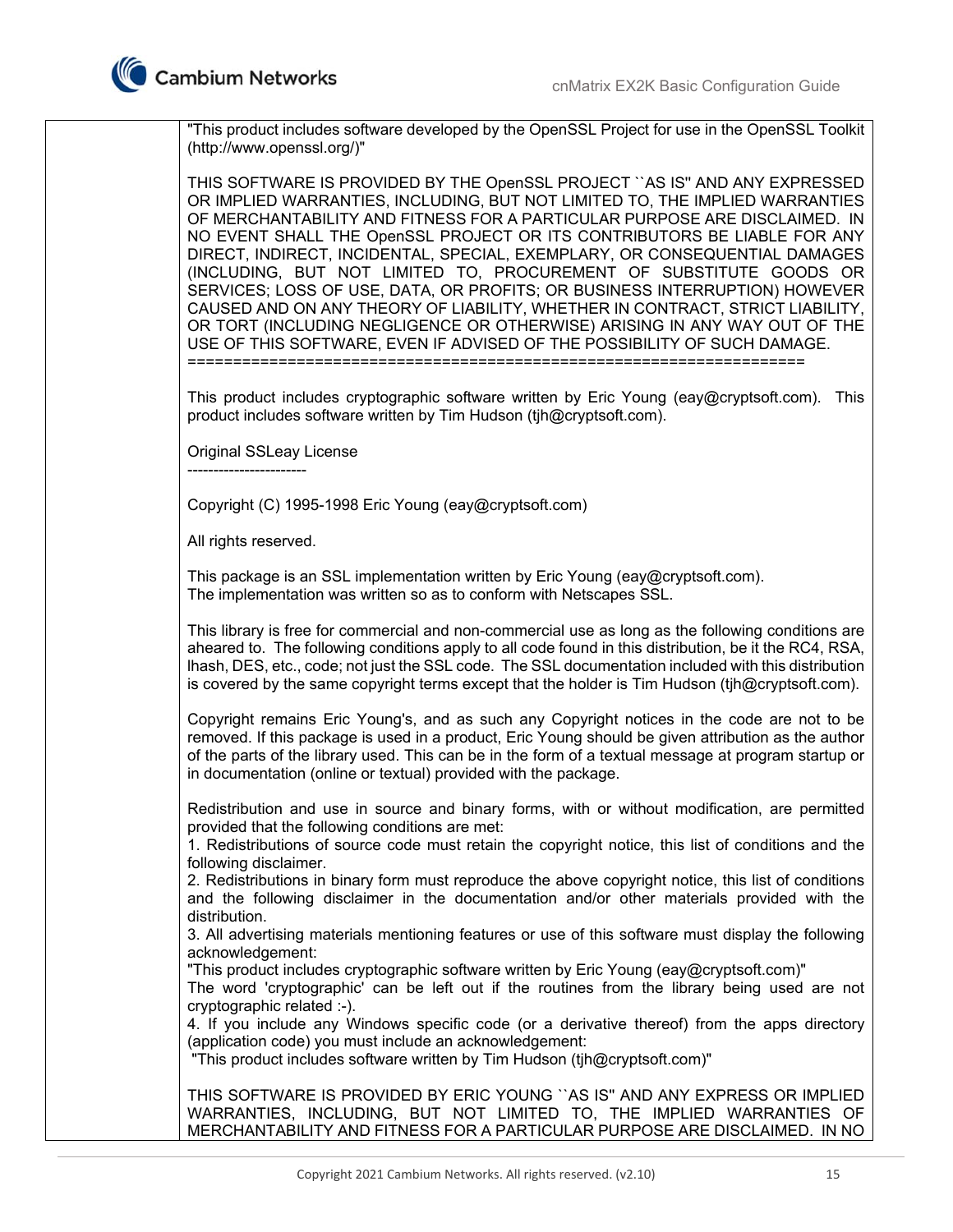"This product includes software developed by the OpenSSL Project for use in the OpenSSL Toolkit (http://www.openssl.org/)"

THIS SOFTWARE IS PROVIDED BY THE OpenSSL PROJECT ``AS IS'' AND ANY EXPRESSED OR IMPLIED WARRANTIES, INCLUDING, BUT NOT LIMITED TO, THE IMPLIED WARRANTIES OF MERCHANTABILITY AND FITNESS FOR A PARTICULAR PURPOSE ARE DISCLAIMED. IN NO EVENT SHALL THE OpenSSL PROJECT OR ITS CONTRIBUTORS BE LIABLE FOR ANY DIRECT, INDIRECT, INCIDENTAL, SPECIAL, EXEMPLARY, OR CONSEQUENTIAL DAMAGES (INCLUDING, BUT NOT LIMITED TO, PROCUREMENT OF SUBSTITUTE GOODS OR SERVICES; LOSS OF USE, DATA, OR PROFITS; OR BUSINESS INTERRUPTION) HOWEVER CAUSED AND ON ANY THEORY OF LIABILITY, WHETHER IN CONTRACT, STRICT LIABILITY, OR TORT (INCLUDING NEGLIGENCE OR OTHERWISE) ARISING IN ANY WAY OUT OF THE USE OF THIS SOFTWARE, EVEN IF ADVISED OF THE POSSIBILITY OF SUCH DAMAGE.
====================================================================

This product includes cryptographic software written by Eric Young (eay@cryptsoft.com). This product includes software written by Tim Hudson (tjh@cryptsoft.com).

Original SSLeay License
-----------------------

Copyright (C) 1995-1998 Eric Young (eay@cryptsoft.com)

All rights reserved.

This package is an SSL implementation written by Eric Young (eay@cryptsoft.com).
The implementation was written so as to conform with Netscapes SSL.

This library is free for commercial and non-commercial use as long as the following conditions are aheared to. The following conditions apply to all code found in this distribution, be it the RC4, RSA, lhash, DES, etc., code; not just the SSL code. The SSL documentation included with this distribution is covered by the same copyright terms except that the holder is Tim Hudson (tjh@cryptsoft.com).

Copyright remains Eric Young's, and as such any Copyright notices in the code are not to be removed. If this package is used in a product, Eric Young should be given attribution as the author of the parts of the library used. This can be in the form of a textual message at program startup or in documentation (online or textual) provided with the package.

Redistribution and use in source and binary forms, with or without modification, are permitted provided that the following conditions are met:
1. Redistributions of source code must retain the copyright notice, this list of conditions and the following disclaimer.
2. Redistributions in binary form must reproduce the above copyright notice, this list of conditions and the following disclaimer in the documentation and/or other materials provided with the distribution.
3. All advertising materials mentioning features or use of this software must display the following acknowledgement:
"This product includes cryptographic software written by Eric Young (eay@cryptsoft.com)"
The word 'cryptographic' can be left out if the routines from the library being used are not cryptographic related :-).
4. If you include any Windows specific code (or a derivative thereof) from the apps directory (application code) you must include an acknowledgement:
"This product includes software written by Tim Hudson (tjh@cryptsoft.com)"

THIS SOFTWARE IS PROVIDED BY ERIC YOUNG ``AS IS'' AND ANY EXPRESS OR IMPLIED WARRANTIES, INCLUDING, BUT NOT LIMITED TO, THE IMPLIED WARRANTIES OF MERCHANTABILITY AND FITNESS FOR A PARTICULAR PURPOSE ARE DISCLAIMED. IN NO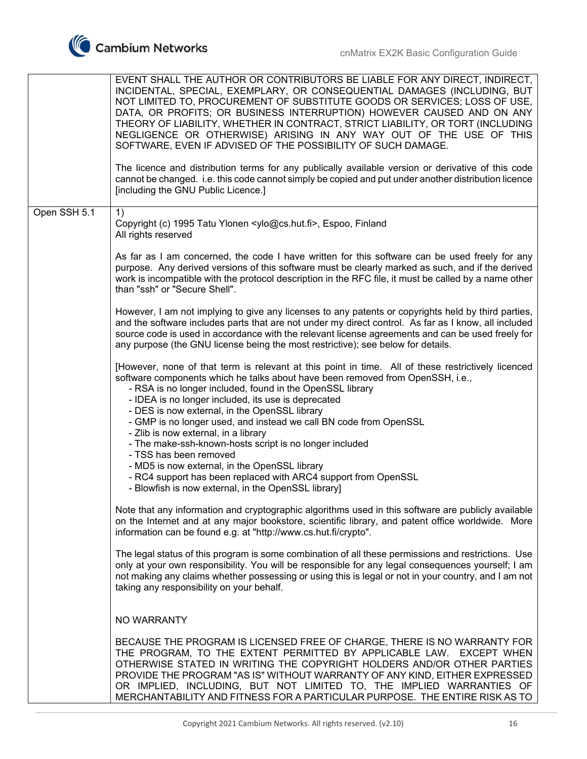| | |
|---|---|
| | EVENT SHALL THE AUTHOR OR CONTRIBUTORS BE LIABLE FOR ANY DIRECT, INDIRECT, INCIDENTAL, SPECIAL, EXEMPLARY, OR CONSEQUENTIAL DAMAGES (INCLUDING, BUT NOT LIMITED TO, PROCUREMENT OF SUBSTITUTE GOODS OR SERVICES; LOSS OF USE, DATA, OR PROFITS; OR BUSINESS INTERRUPTION) HOWEVER CAUSED AND ON ANY THEORY OF LIABILITY, WHETHER IN CONTRACT, STRICT LIABILITY, OR TORT (INCLUDING NEGLIGENCE OR OTHERWISE) ARISING IN ANY WAY OUT OF THE USE OF THIS SOFTWARE, EVEN IF ADVISED OF THE POSSIBILITY OF SUCH DAMAGE.<br><br>The licence and distribution terms for any publically available version or derivative of this code cannot be changed. i.e. this code cannot simply be copied and put under another distribution licence [including the GNU Public Licence.] |
| Open SSH 5.1 | 1)<br>Copyright (c) 1995 Tatu Ylonen <ylo@cs.hut.fi>, Espoo, Finland<br>All rights reserved<br><br>As far as I am concerned, the code I have written for this software can be used freely for any purpose. Any derived versions of this software must be clearly marked as such, and if the derived work is incompatible with the protocol description in the RFC file, it must be called by a name other than "ssh" or "Secure Shell".<br><br>However, I am not implying to give any licenses to any patents or copyrights held by third parties, and the software includes parts that are not under my direct control. As far as I know, all included source code is used in accordance with the relevant license agreements and can be used freely for any purpose (the GNU license being the most restrictive); see below for details.<br><br>[However, none of that term is relevant at this point in time. All of these restrictively licenced software components which he talks about have been removed from OpenSSH, i.e.,<br>- RSA is no longer included, found in the OpenSSL library<br>- IDEA is no longer included, its use is deprecated<br>- DES is now external, in the OpenSSL library<br>- GMP is no longer used, and instead we call BN code from OpenSSL<br>- Zlib is now external, in a library<br>- The make-ssh-known-hosts script is no longer included<br>- TSS has been removed<br>- MD5 is now external, in the OpenSSL library<br>- RC4 support has been replaced with ARC4 support from OpenSSL<br>- Blowfish is now external, in the OpenSSL library]<br><br>Note that any information and cryptographic algorithms used in this software are publicly available on the Internet and at any major bookstore, scientific library, and patent office worldwide. More information can be found e.g. at "http://www.cs.hut.fi/crypto".<br><br>The legal status of this program is some combination of all these permissions and restrictions. Use only at your own responsibility. You will be responsible for any legal consequences yourself; I am not making any claims whether possessing or using this is legal or not in your country, and I am not taking any responsibility on your behalf.<br><br>NO WARRANTY<br><br>BECAUSE THE PROGRAM IS LICENSED FREE OF CHARGE, THERE IS NO WARRANTY FOR THE PROGRAM, TO THE EXTENT PERMITTED BY APPLICABLE LAW. EXCEPT WHEN OTHERWISE STATED IN WRITING THE COPYRIGHT HOLDERS AND/OR OTHER PARTIES PROVIDE THE PROGRAM "AS IS" WITHOUT WARRANTY OF ANY KIND, EITHER EXPRESSED OR IMPLIED, INCLUDING, BUT NOT LIMITED TO, THE IMPLIED WARRANTIES OF MERCHANTABILITY AND FITNESS FOR A PARTICULAR PURPOSE. THE ENTIRE RISK AS TO |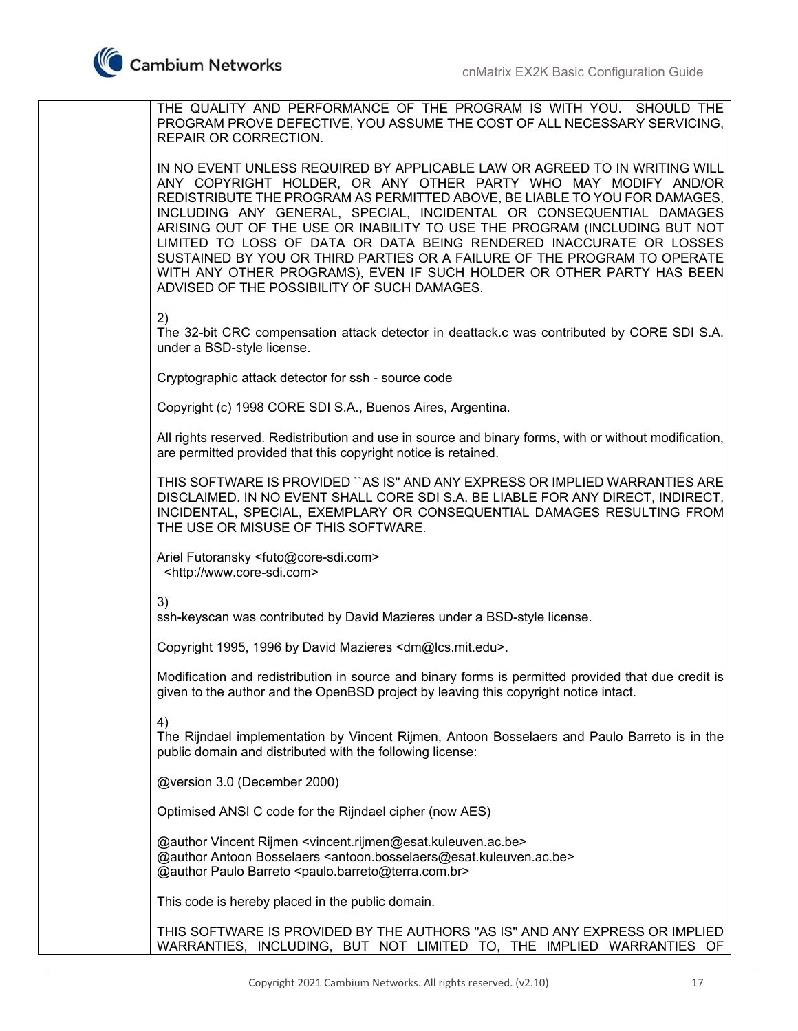THE QUALITY AND PERFORMANCE OF THE PROGRAM IS WITH YOU. SHOULD THE PROGRAM PROVE DEFECTIVE, YOU ASSUME THE COST OF ALL NECESSARY SERVICING, REPAIR OR CORRECTION.

IN NO EVENT UNLESS REQUIRED BY APPLICABLE LAW OR AGREED TO IN WRITING WILL ANY COPYRIGHT HOLDER, OR ANY OTHER PARTY WHO MAY MODIFY AND/OR REDISTRIBUTE THE PROGRAM AS PERMITTED ABOVE, BE LIABLE TO YOU FOR DAMAGES, INCLUDING ANY GENERAL, SPECIAL, INCIDENTAL OR CONSEQUENTIAL DAMAGES ARISING OUT OF THE USE OR INABILITY TO USE THE PROGRAM (INCLUDING BUT NOT LIMITED TO LOSS OF DATA OR DATA BEING RENDERED INACCURATE OR LOSSES SUSTAINED BY YOU OR THIRD PARTIES OR A FAILURE OF THE PROGRAM TO OPERATE WITH ANY OTHER PROGRAMS), EVEN IF SUCH HOLDER OR OTHER PARTY HAS BEEN ADVISED OF THE POSSIBILITY OF SUCH DAMAGES.

2)
The 32-bit CRC compensation attack detector in deattack.c was contributed by CORE SDI S.A. under a BSD-style license.

Cryptographic attack detector for ssh - source code

Copyright (c) 1998 CORE SDI S.A., Buenos Aires, Argentina.

All rights reserved. Redistribution and use in source and binary forms, with or without modification, are permitted provided that this copyright notice is retained.

THIS SOFTWARE IS PROVIDED ``AS IS'' AND ANY EXPRESS OR IMPLIED WARRANTIES ARE DISCLAIMED. IN NO EVENT SHALL CORE SDI S.A. BE LIABLE FOR ANY DIRECT, INDIRECT, INCIDENTAL, SPECIAL, EXEMPLARY OR CONSEQUENTIAL DAMAGES RESULTING FROM THE USE OR MISUSE OF THIS SOFTWARE.

Ariel Futoransky <futo@core-sdi.com>
<http://www.core-sdi.com>

3)
ssh-keyscan was contributed by David Mazieres under a BSD-style license.

Copyright 1995, 1996 by David Mazieres <dm@lcs.mit.edu>.

Modification and redistribution in source and binary forms is permitted provided that due credit is given to the author and the OpenBSD project by leaving this copyright notice intact.

4)
The Rijndael implementation by Vincent Rijmen, Antoon Bosselaers and Paulo Barreto is in the public domain and distributed with the following license:

@version 3.0 (December 2000)

Optimised ANSI C code for the Rijndael cipher (now AES)

@author Vincent Rijmen <vincent.rijmen@esat.kuleuven.ac.be>
@author Antoon Bosselaers <antoon.bosselaers@esat.kuleuven.ac.be>
@author Paulo Barreto <paulo.barreto@terra.com.br>

This code is hereby placed in the public domain.

THIS SOFTWARE IS PROVIDED BY THE AUTHORS ''AS IS'' AND ANY EXPRESS OR IMPLIED WARRANTIES, INCLUDING, BUT NOT LIMITED TO, THE IMPLIED WARRANTIES OF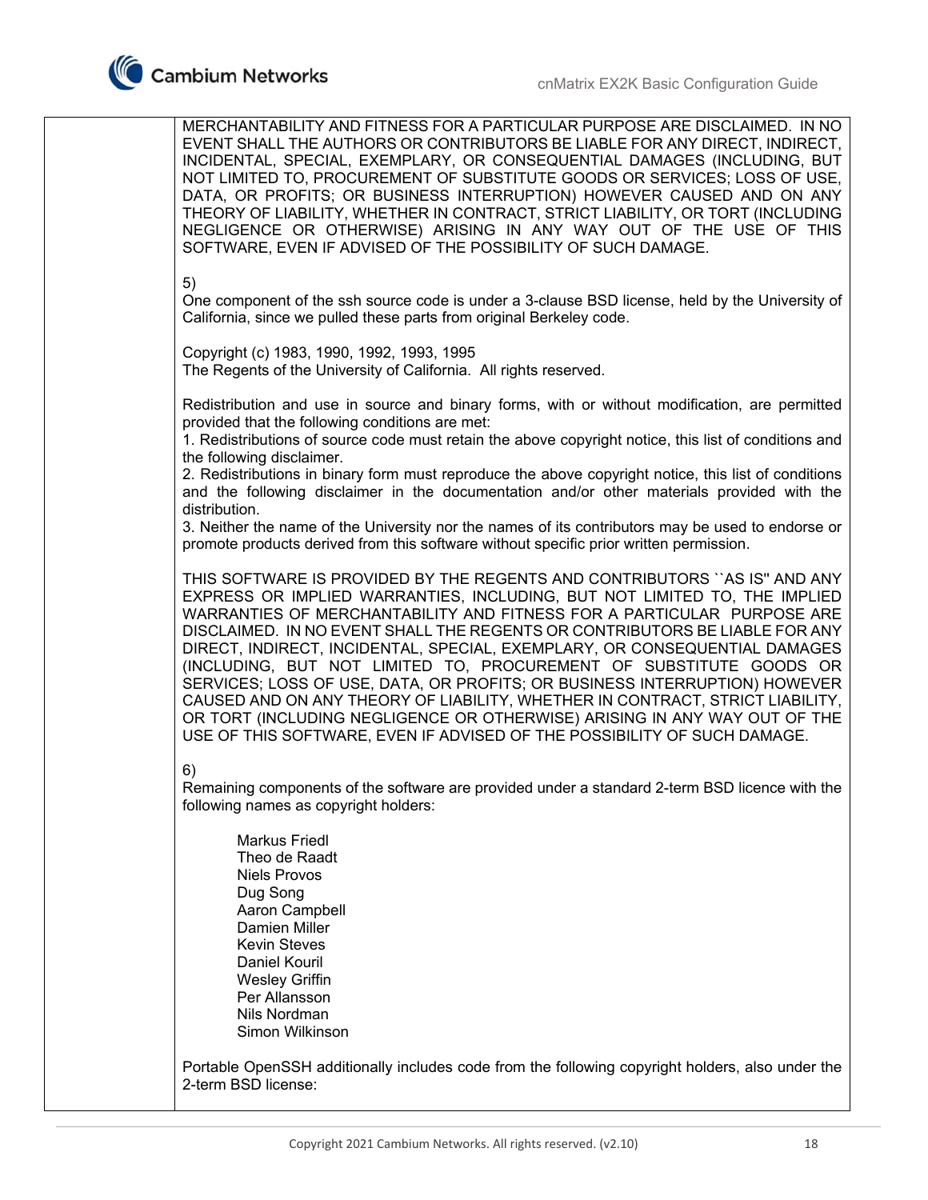MERCHANTABILITY AND FITNESS FOR A PARTICULAR PURPOSE ARE DISCLAIMED. IN NO EVENT SHALL THE AUTHORS OR CONTRIBUTORS BE LIABLE FOR ANY DIRECT, INDIRECT, INCIDENTAL, SPECIAL, EXEMPLARY, OR CONSEQUENTIAL DAMAGES (INCLUDING, BUT NOT LIMITED TO, PROCUREMENT OF SUBSTITUTE GOODS OR SERVICES; LOSS OF USE, DATA, OR PROFITS; OR BUSINESS INTERRUPTION) HOWEVER CAUSED AND ON ANY THEORY OF LIABILITY, WHETHER IN CONTRACT, STRICT LIABILITY, OR TORT (INCLUDING NEGLIGENCE OR OTHERWISE) ARISING IN ANY WAY OUT OF THE USE OF THIS SOFTWARE, EVEN IF ADVISED OF THE POSSIBILITY OF SUCH DAMAGE.

5)
One component of the ssh source code is under a 3-clause BSD license, held by the University of California, since we pulled these parts from original Berkeley code.

Copyright (c) 1983, 1990, 1992, 1993, 1995
The Regents of the University of California. All rights reserved.

Redistribution and use in source and binary forms, with or without modification, are permitted provided that the following conditions are met:
1. Redistributions of source code must retain the above copyright notice, this list of conditions and the following disclaimer.
2. Redistributions in binary form must reproduce the above copyright notice, this list of conditions and the following disclaimer in the documentation and/or other materials provided with the distribution.
3. Neither the name of the University nor the names of its contributors may be used to endorse or promote products derived from this software without specific prior written permission.

THIS SOFTWARE IS PROVIDED BY THE REGENTS AND CONTRIBUTORS ``AS IS'' AND ANY EXPRESS OR IMPLIED WARRANTIES, INCLUDING, BUT NOT LIMITED TO, THE IMPLIED WARRANTIES OF MERCHANTABILITY AND FITNESS FOR A PARTICULAR PURPOSE ARE DISCLAIMED. IN NO EVENT SHALL THE REGENTS OR CONTRIBUTORS BE LIABLE FOR ANY DIRECT, INDIRECT, INCIDENTAL, SPECIAL, EXEMPLARY, OR CONSEQUENTIAL DAMAGES (INCLUDING, BUT NOT LIMITED TO, PROCUREMENT OF SUBSTITUTE GOODS OR SERVICES; LOSS OF USE, DATA, OR PROFITS; OR BUSINESS INTERRUPTION) HOWEVER CAUSED AND ON ANY THEORY OF LIABILITY, WHETHER IN CONTRACT, STRICT LIABILITY, OR TORT (INCLUDING NEGLIGENCE OR OTHERWISE) ARISING IN ANY WAY OUT OF THE USE OF THIS SOFTWARE, EVEN IF ADVISED OF THE POSSIBILITY OF SUCH DAMAGE.

6)
Remaining components of the software are provided under a standard 2-term BSD licence with the following names as copyright holders:

- Markus Friedl
- Theo de Raadt
- Niels Provos
- Dug Song
- Aaron Campbell
- Damien Miller
- Kevin Steves
- Daniel Kouril
- Wesley Griffin
- Per Allansson
- Nils Nordman
- Simon Wilkinson

Portable OpenSSH additionally includes code from the following copyright holders, also under the 2-term BSD license: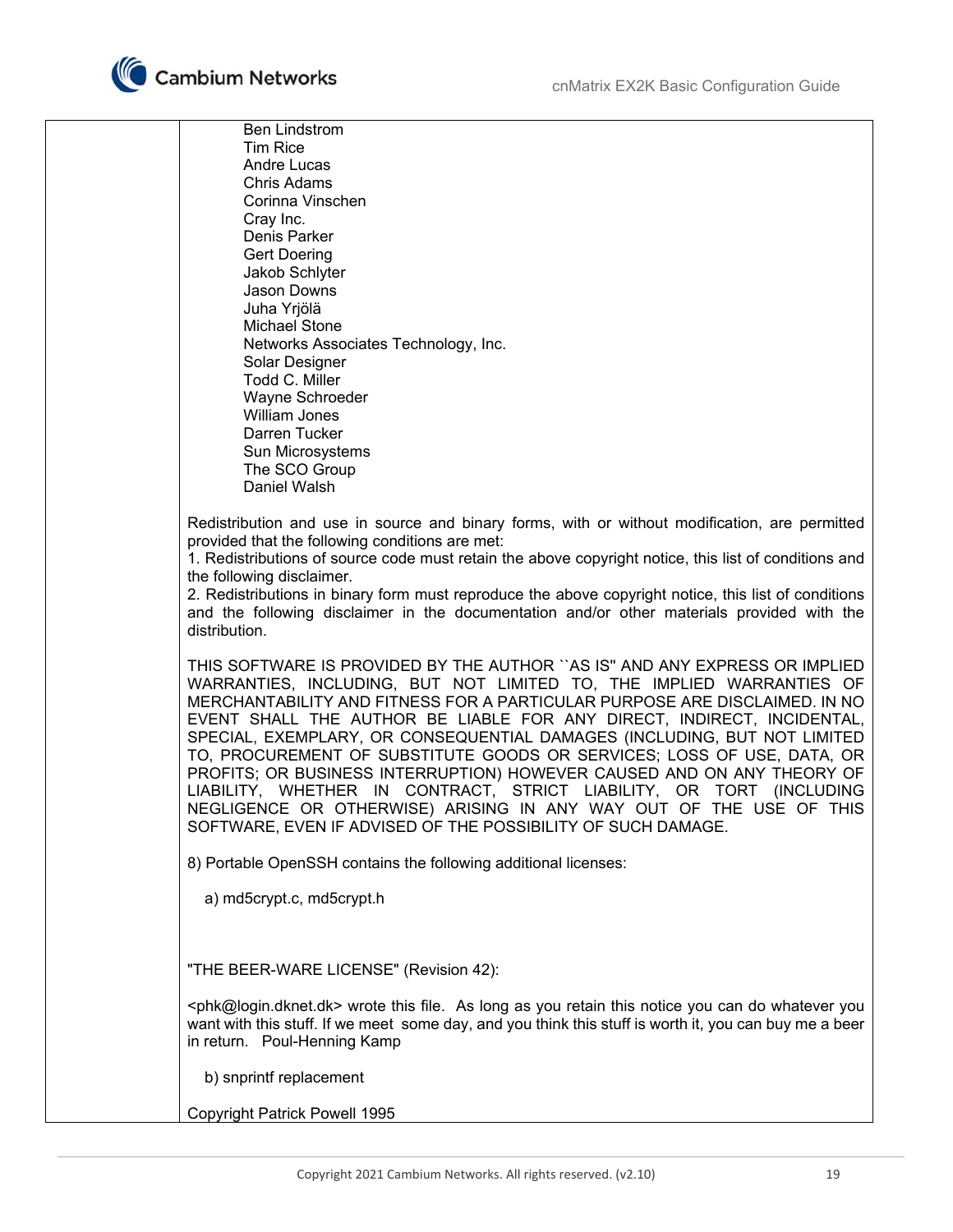Ben Lindstrom
Tim Rice
Andre Lucas
Chris Adams
Corinna Vinschen
Cray Inc.
Denis Parker
Gert Doering
Jakob Schlyter
Jason Downs
Juha Yrjölä
Michael Stone
Networks Associates Technology, Inc.
Solar Designer
Todd C. Miller
Wayne Schroeder
William Jones
Darren Tucker
Sun Microsystems
The SCO Group
Daniel Walsh

Redistribution and use in source and binary forms, with or without modification, are permitted provided that the following conditions are met:
1. Redistributions of source code must retain the above copyright notice, this list of conditions and the following disclaimer.
2. Redistributions in binary form must reproduce the above copyright notice, this list of conditions and the following disclaimer in the documentation and/or other materials provided with the distribution.

THIS SOFTWARE IS PROVIDED BY THE AUTHOR ``AS IS'' AND ANY EXPRESS OR IMPLIED WARRANTIES, INCLUDING, BUT NOT LIMITED TO, THE IMPLIED WARRANTIES OF MERCHANTABILITY AND FITNESS FOR A PARTICULAR PURPOSE ARE DISCLAIMED. IN NO EVENT SHALL THE AUTHOR BE LIABLE FOR ANY DIRECT, INDIRECT, INCIDENTAL, SPECIAL, EXEMPLARY, OR CONSEQUENTIAL DAMAGES (INCLUDING, BUT NOT LIMITED TO, PROCUREMENT OF SUBSTITUTE GOODS OR SERVICES; LOSS OF USE, DATA, OR PROFITS; OR BUSINESS INTERRUPTION) HOWEVER CAUSED AND ON ANY THEORY OF LIABILITY, WHETHER IN CONTRACT, STRICT LIABILITY, OR TORT (INCLUDING NEGLIGENCE OR OTHERWISE) ARISING IN ANY WAY OUT OF THE USE OF THIS SOFTWARE, EVEN IF ADVISED OF THE POSSIBILITY OF SUCH DAMAGE.

8) Portable OpenSSH contains the following additional licenses:

a) md5crypt.c, md5crypt.h

"THE BEER-WARE LICENSE" (Revision 42):

<phk@login.dknet.dk> wrote this file. As long as you retain this notice you can do whatever you want with this stuff. If we meet some day, and you think this stuff is worth it, you can buy me a beer in return. Poul-Henning Kamp

b) snprintf replacement

Copyright Patrick Powell 1995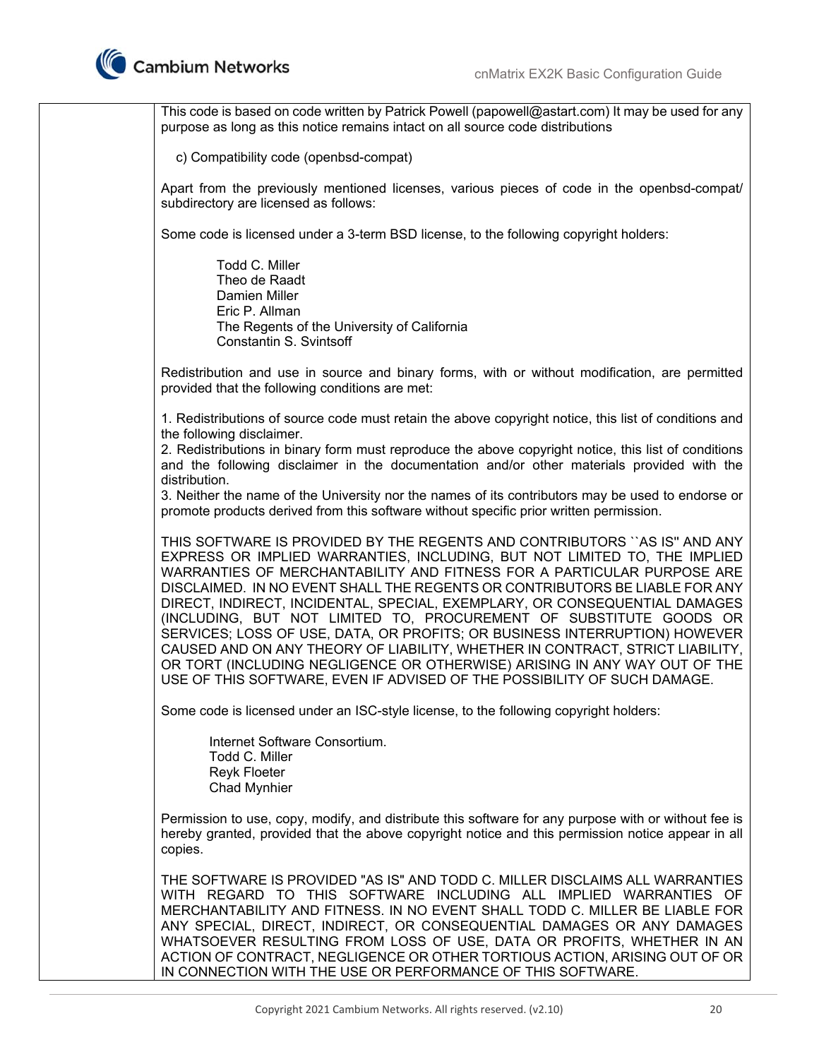This code is based on code written by Patrick Powell (papowell@astart.com) It may be used for any purpose as long as this notice remains intact on all source code distributions

c) Compatibility code (openbsd-compat)

Apart from the previously mentioned licenses, various pieces of code in the openbsd-compat/ subdirectory are licensed as follows:

Some code is licensed under a 3-term BSD license, to the following copyright holders:

Todd C. Miller
Theo de Raadt
Damien Miller
Eric P. Allman
The Regents of the University of California
Constantin S. Svintsoff

Redistribution and use in source and binary forms, with or without modification, are permitted provided that the following conditions are met:

1. Redistributions of source code must retain the above copyright notice, this list of conditions and the following disclaimer.
2. Redistributions in binary form must reproduce the above copyright notice, this list of conditions and the following disclaimer in the documentation and/or other materials provided with the distribution.
3. Neither the name of the University nor the names of its contributors may be used to endorse or promote products derived from this software without specific prior written permission.

THIS SOFTWARE IS PROVIDED BY THE REGENTS AND CONTRIBUTORS ``AS IS'' AND ANY EXPRESS OR IMPLIED WARRANTIES, INCLUDING, BUT NOT LIMITED TO, THE IMPLIED WARRANTIES OF MERCHANTABILITY AND FITNESS FOR A PARTICULAR PURPOSE ARE DISCLAIMED. IN NO EVENT SHALL THE REGENTS OR CONTRIBUTORS BE LIABLE FOR ANY DIRECT, INDIRECT, INCIDENTAL, SPECIAL, EXEMPLARY, OR CONSEQUENTIAL DAMAGES (INCLUDING, BUT NOT LIMITED TO, PROCUREMENT OF SUBSTITUTE GOODS OR SERVICES; LOSS OF USE, DATA, OR PROFITS; OR BUSINESS INTERRUPTION) HOWEVER CAUSED AND ON ANY THEORY OF LIABILITY, WHETHER IN CONTRACT, STRICT LIABILITY, OR TORT (INCLUDING NEGLIGENCE OR OTHERWISE) ARISING IN ANY WAY OUT OF THE USE OF THIS SOFTWARE, EVEN IF ADVISED OF THE POSSIBILITY OF SUCH DAMAGE.

Some code is licensed under an ISC-style license, to the following copyright holders:

Internet Software Consortium.
Todd C. Miller
Reyk Floeter
Chad Mynhier

Permission to use, copy, modify, and distribute this software for any purpose with or without fee is hereby granted, provided that the above copyright notice and this permission notice appear in all copies.

THE SOFTWARE IS PROVIDED "AS IS" AND TODD C. MILLER DISCLAIMS ALL WARRANTIES WITH REGARD TO THIS SOFTWARE INCLUDING ALL IMPLIED WARRANTIES OF MERCHANTABILITY AND FITNESS. IN NO EVENT SHALL TODD C. MILLER BE LIABLE FOR ANY SPECIAL, DIRECT, INDIRECT, OR CONSEQUENTIAL DAMAGES OR ANY DAMAGES WHATSOEVER RESULTING FROM LOSS OF USE, DATA OR PROFITS, WHETHER IN AN ACTION OF CONTRACT, NEGLIGENCE OR OTHER TORTIOUS ACTION, ARISING OUT OF OR IN CONNECTION WITH THE USE OR PERFORMANCE OF THIS SOFTWARE.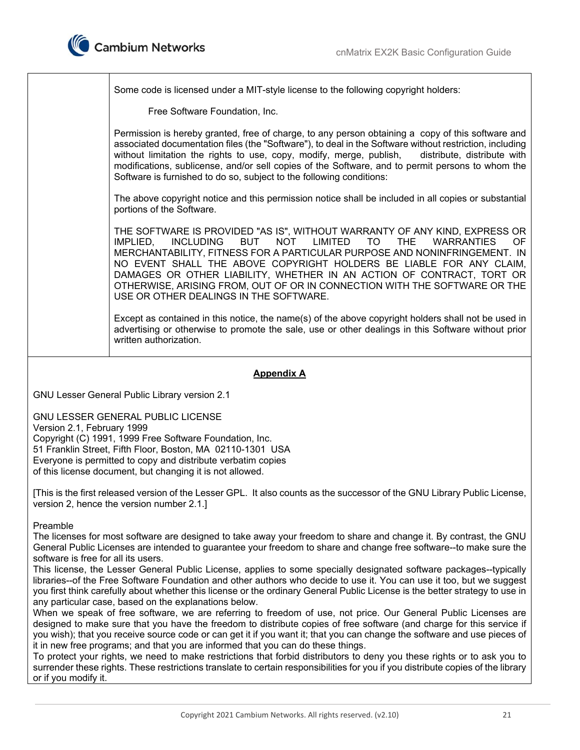| | Some code is licensed under a MIT-style license to the following copyright holders:<br><br>Free Software Foundation, Inc.<br><br>Permission is hereby granted, free of charge, to any person obtaining a copy of this software and associated documentation files (the "Software"), to deal in the Software without restriction, including without limitation the rights to use, copy, modify, merge, publish, distribute, distribute with modifications, sublicense, and/or sell copies of the Software, and to permit persons to whom the Software is furnished to do so, subject to the following conditions:<br><br>The above copyright notice and this permission notice shall be included in all copies or substantial portions of the Software.<br><br>THE SOFTWARE IS PROVIDED "AS IS", WITHOUT WARRANTY OF ANY KIND, EXPRESS OR IMPLIED, INCLUDING BUT NOT LIMITED TO THE WARRANTIES OF MERCHANTABILITY, FITNESS FOR A PARTICULAR PURPOSE AND NONINFRINGEMENT. IN NO EVENT SHALL THE ABOVE COPYRIGHT HOLDERS BE LIABLE FOR ANY CLAIM, DAMAGES OR OTHER LIABILITY, WHETHER IN AN ACTION OF CONTRACT, TORT OR OTHERWISE, ARISING FROM, OUT OF OR IN CONNECTION WITH THE SOFTWARE OR THE USE OR OTHER DEALINGS IN THE SOFTWARE.<br><br>Except as contained in this notice, the name(s) of the above copyright holders shall not be used in advertising or otherwise to promote the sale, use or other dealings in this Software without prior written authorization. |
|---|---|

**Appendix A**

GNU Lesser General Public Library version 2.1

GNU LESSER GENERAL PUBLIC LICENSE
Version 2.1, February 1999
Copyright (C) 1991, 1999 Free Software Foundation, Inc.
51 Franklin Street, Fifth Floor, Boston, MA 02110-1301 USA
Everyone is permitted to copy and distribute verbatim copies
of this license document, but changing it is not allowed.

[This is the first released version of the Lesser GPL. It also counts as the successor of the GNU Library Public License, version 2, hence the version number 2.1.]

Preamble

The licenses for most software are designed to take away your freedom to share and change it. By contrast, the GNU General Public Licenses are intended to guarantee your freedom to share and change free software--to make sure the software is free for all its users.

This license, the Lesser General Public License, applies to some specially designated software packages--typically libraries--of the Free Software Foundation and other authors who decide to use it. You can use it too, but we suggest you first think carefully about whether this license or the ordinary General Public License is the better strategy to use in any particular case, based on the explanations below.

When we speak of free software, we are referring to freedom of use, not price. Our General Public Licenses are designed to make sure that you have the freedom to distribute copies of free software (and charge for this service if you wish); that you receive source code or can get it if you want it; that you can change the software and use pieces of it in new free programs; and that you are informed that you can do these things.

To protect your rights, we need to make restrictions that forbid distributors to deny you these rights or to ask you to surrender these rights. These restrictions translate to certain responsibilities for you if you distribute copies of the library or if you modify it.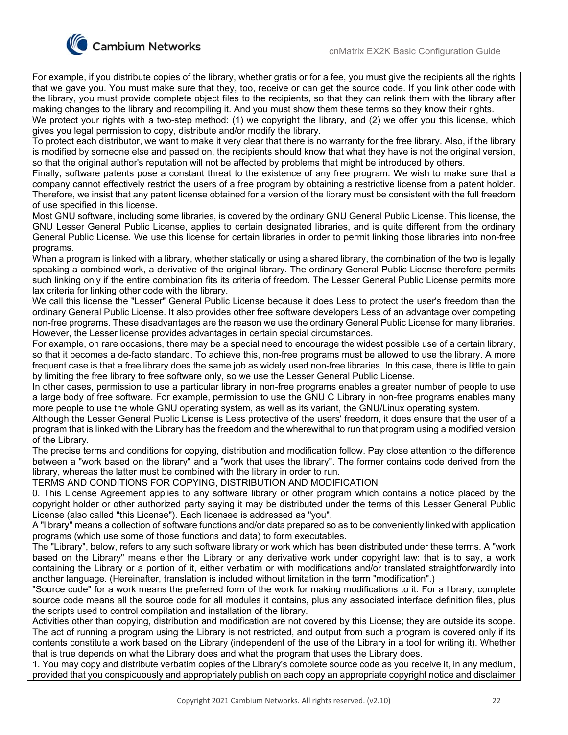For example, if you distribute copies of the library, whether gratis or for a fee, you must give the recipients all the rights that we gave you. You must make sure that they, too, receive or can get the source code. If you link other code with the library, you must provide complete object files to the recipients, so that they can relink them with the library after making changes to the library and recompiling it. And you must show them these terms so they know their rights.

We protect your rights with a two-step method: (1) we copyright the library, and (2) we offer you this license, which gives you legal permission to copy, distribute and/or modify the library.

To protect each distributor, we want to make it very clear that there is no warranty for the free library. Also, if the library is modified by someone else and passed on, the recipients should know that what they have is not the original version, so that the original author's reputation will not be affected by problems that might be introduced by others.

Finally, software patents pose a constant threat to the existence of any free program. We wish to make sure that a company cannot effectively restrict the users of a free program by obtaining a restrictive license from a patent holder. Therefore, we insist that any patent license obtained for a version of the library must be consistent with the full freedom of use specified in this license.

Most GNU software, including some libraries, is covered by the ordinary GNU General Public License. This license, the GNU Lesser General Public License, applies to certain designated libraries, and is quite different from the ordinary General Public License. We use this license for certain libraries in order to permit linking those libraries into non-free programs.

When a program is linked with a library, whether statically or using a shared library, the combination of the two is legally speaking a combined work, a derivative of the original library. The ordinary General Public License therefore permits such linking only if the entire combination fits its criteria of freedom. The Lesser General Public License permits more lax criteria for linking other code with the library.

We call this license the "Lesser" General Public License because it does Less to protect the user's freedom than the ordinary General Public License. It also provides other free software developers Less of an advantage over competing non-free programs. These disadvantages are the reason we use the ordinary General Public License for many libraries. However, the Lesser license provides advantages in certain special circumstances.

For example, on rare occasions, there may be a special need to encourage the widest possible use of a certain library, so that it becomes a de-facto standard. To achieve this, non-free programs must be allowed to use the library. A more frequent case is that a free library does the same job as widely used non-free libraries. In this case, there is little to gain by limiting the free library to free software only, so we use the Lesser General Public License.

In other cases, permission to use a particular library in non-free programs enables a greater number of people to use a large body of free software. For example, permission to use the GNU C Library in non-free programs enables many more people to use the whole GNU operating system, as well as its variant, the GNU/Linux operating system.

Although the Lesser General Public License is Less protective of the users' freedom, it does ensure that the user of a program that is linked with the Library has the freedom and the wherewithal to run that program using a modified version of the Library.

The precise terms and conditions for copying, distribution and modification follow. Pay close attention to the difference between a "work based on the library" and a "work that uses the library". The former contains code derived from the library, whereas the latter must be combined with the library in order to run.

TERMS AND CONDITIONS FOR COPYING, DISTRIBUTION AND MODIFICATION

0. This License Agreement applies to any software library or other program which contains a notice placed by the copyright holder or other authorized party saying it may be distributed under the terms of this Lesser General Public License (also called "this License"). Each licensee is addressed as "you".

A "library" means a collection of software functions and/or data prepared so as to be conveniently linked with application programs (which use some of those functions and data) to form executables.

The "Library", below, refers to any such software library or work which has been distributed under these terms. A "work based on the Library" means either the Library or any derivative work under copyright law: that is to say, a work containing the Library or a portion of it, either verbatim or with modifications and/or translated straightforwardly into another language. (Hereinafter, translation is included without limitation in the term "modification".)

"Source code" for a work means the preferred form of the work for making modifications to it. For a library, complete source code means all the source code for all modules it contains, plus any associated interface definition files, plus the scripts used to control compilation and installation of the library.

Activities other than copying, distribution and modification are not covered by this License; they are outside its scope. The act of running a program using the Library is not restricted, and output from such a program is covered only if its contents constitute a work based on the Library (independent of the use of the Library in a tool for writing it). Whether that is true depends on what the Library does and what the program that uses the Library does.

1. You may copy and distribute verbatim copies of the Library's complete source code as you receive it, in any medium, provided that you conspicuously and appropriately publish on each copy an appropriate copyright notice and disclaimer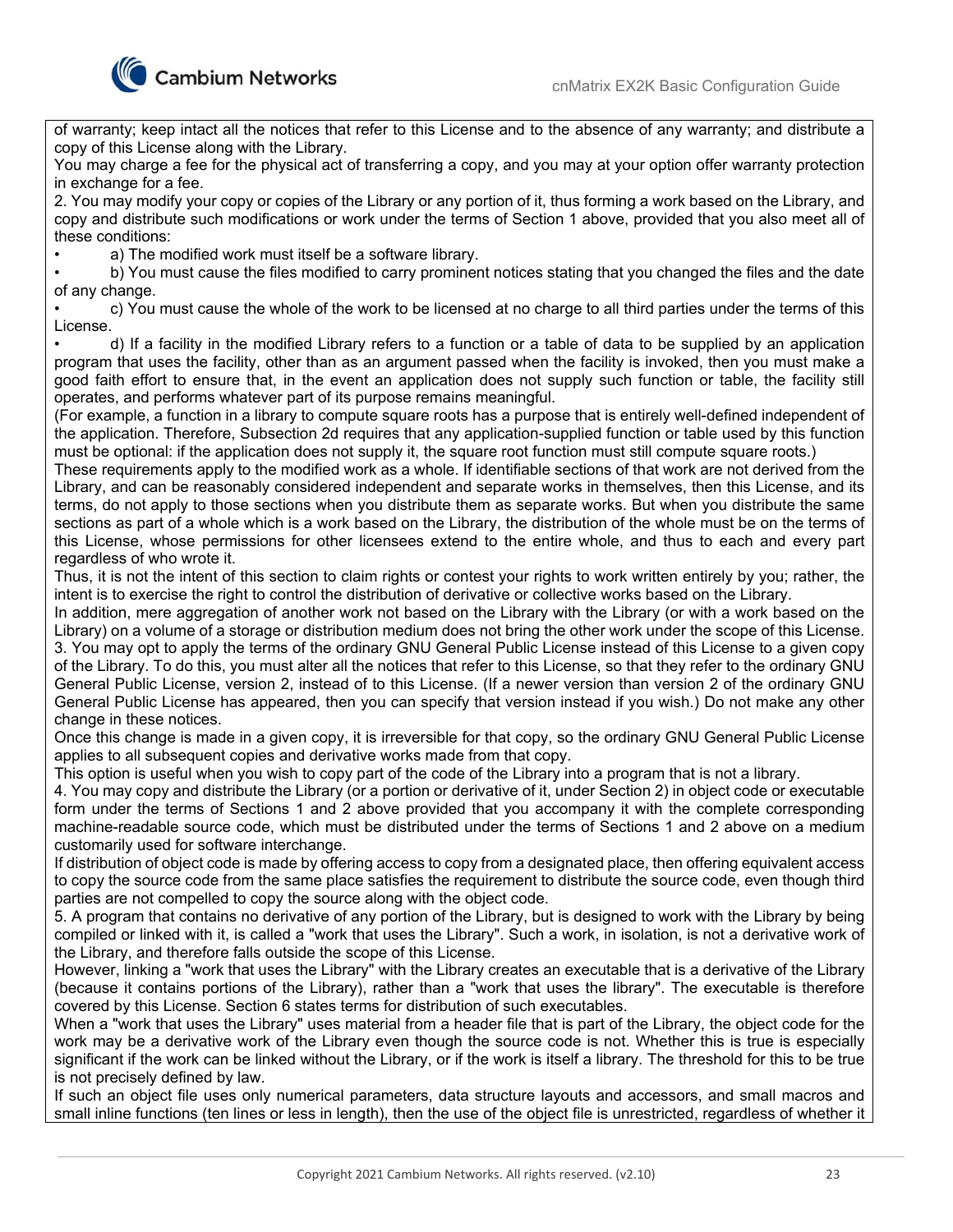of warranty; keep intact all the notices that refer to this License and to the absence of any warranty; and distribute a copy of this License along with the Library.

You may charge a fee for the physical act of transferring a copy, and you may at your option offer warranty protection in exchange for a fee.

2. You may modify your copy or copies of the Library or any portion of it, thus forming a work based on the Library, and copy and distribute such modifications or work under the terms of Section 1 above, provided that you also meet all of these conditions:

- a) The modified work must itself be a software library.
- b) You must cause the files modified to carry prominent notices stating that you changed the files and the date of any change.
- c) You must cause the whole of the work to be licensed at no charge to all third parties under the terms of this License.
- d) If a facility in the modified Library refers to a function or a table of data to be supplied by an application program that uses the facility, other than as an argument passed when the facility is invoked, then you must make a good faith effort to ensure that, in the event an application does not supply such function or table, the facility still operates, and performs whatever part of its purpose remains meaningful.

(For example, a function in a library to compute square roots has a purpose that is entirely well-defined independent of the application. Therefore, Subsection 2d requires that any application-supplied function or table used by this function must be optional: if the application does not supply it, the square root function must still compute square roots.)

These requirements apply to the modified work as a whole. If identifiable sections of that work are not derived from the Library, and can be reasonably considered independent and separate works in themselves, then this License, and its terms, do not apply to those sections when you distribute them as separate works. But when you distribute the same sections as part of a whole which is a work based on the Library, the distribution of the whole must be on the terms of this License, whose permissions for other licensees extend to the entire whole, and thus to each and every part regardless of who wrote it.

Thus, it is not the intent of this section to claim rights or contest your rights to work written entirely by you; rather, the intent is to exercise the right to control the distribution of derivative or collective works based on the Library.

In addition, mere aggregation of another work not based on the Library with the Library (or with a work based on the Library) on a volume of a storage or distribution medium does not bring the other work under the scope of this License.

3. You may opt to apply the terms of the ordinary GNU General Public License instead of this License to a given copy of the Library. To do this, you must alter all the notices that refer to this License, so that they refer to the ordinary GNU General Public License, version 2, instead of to this License. (If a newer version than version 2 of the ordinary GNU General Public License has appeared, then you can specify that version instead if you wish.) Do not make any other change in these notices.

Once this change is made in a given copy, it is irreversible for that copy, so the ordinary GNU General Public License applies to all subsequent copies and derivative works made from that copy.

This option is useful when you wish to copy part of the code of the Library into a program that is not a library.

4. You may copy and distribute the Library (or a portion or derivative of it, under Section 2) in object code or executable form under the terms of Sections 1 and 2 above provided that you accompany it with the complete corresponding machine-readable source code, which must be distributed under the terms of Sections 1 and 2 above on a medium customarily used for software interchange.

If distribution of object code is made by offering access to copy from a designated place, then offering equivalent access to copy the source code from the same place satisfies the requirement to distribute the source code, even though third parties are not compelled to copy the source along with the object code.

5. A program that contains no derivative of any portion of the Library, but is designed to work with the Library by being compiled or linked with it, is called a "work that uses the Library". Such a work, in isolation, is not a derivative work of the Library, and therefore falls outside the scope of this License.

However, linking a "work that uses the Library" with the Library creates an executable that is a derivative of the Library (because it contains portions of the Library), rather than a "work that uses the library". The executable is therefore covered by this License. Section 6 states terms for distribution of such executables.

When a "work that uses the Library" uses material from a header file that is part of the Library, the object code for the work may be a derivative work of the Library even though the source code is not. Whether this is true is especially significant if the work can be linked without the Library, or if the work is itself a library. The threshold for this to be true is not precisely defined by law.

If such an object file uses only numerical parameters, data structure layouts and accessors, and small macros and small inline functions (ten lines or less in length), then the use of the object file is unrestricted, regardless of whether it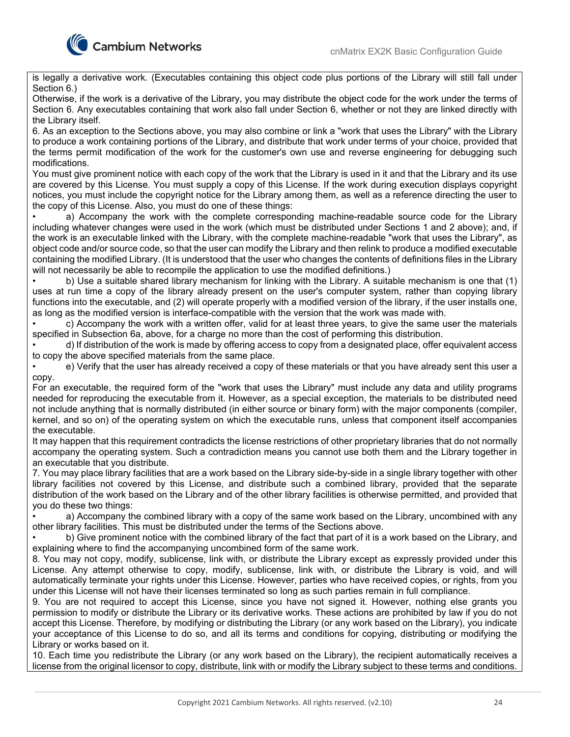is legally a derivative work. (Executables containing this object code plus portions of the Library will still fall under Section 6.)

Otherwise, if the work is a derivative of the Library, you may distribute the object code for the work under the terms of Section 6. Any executables containing that work also fall under Section 6, whether or not they are linked directly with the Library itself.

6. As an exception to the Sections above, you may also combine or link a "work that uses the Library" with the Library to produce a work containing portions of the Library, and distribute that work under terms of your choice, provided that the terms permit modification of the work for the customer's own use and reverse engineering for debugging such modifications.

You must give prominent notice with each copy of the work that the Library is used in it and that the Library and its use are covered by this License. You must supply a copy of this License. If the work during execution displays copyright notices, you must include the copyright notice for the Library among them, as well as a reference directing the user to the copy of this License. Also, you must do one of these things:

- a) Accompany the work with the complete corresponding machine-readable source code for the Library including whatever changes were used in the work (which must be distributed under Sections 1 and 2 above); and, if the work is an executable linked with the Library, with the complete machine-readable "work that uses the Library", as object code and/or source code, so that the user can modify the Library and then relink to produce a modified executable containing the modified Library. (It is understood that the user who changes the contents of definitions files in the Library will not necessarily be able to recompile the application to use the modified definitions.)
- b) Use a suitable shared library mechanism for linking with the Library. A suitable mechanism is one that (1) uses at run time a copy of the library already present on the user's computer system, rather than copying library functions into the executable, and (2) will operate properly with a modified version of the library, if the user installs one, as long as the modified version is interface-compatible with the version that the work was made with.
- c) Accompany the work with a written offer, valid for at least three years, to give the same user the materials specified in Subsection 6a, above, for a charge no more than the cost of performing this distribution.
- d) If distribution of the work is made by offering access to copy from a designated place, offer equivalent access to copy the above specified materials from the same place.
- e) Verify that the user has already received a copy of these materials or that you have already sent this user a copy.

For an executable, the required form of the "work that uses the Library" must include any data and utility programs needed for reproducing the executable from it. However, as a special exception, the materials to be distributed need not include anything that is normally distributed (in either source or binary form) with the major components (compiler, kernel, and so on) of the operating system on which the executable runs, unless that component itself accompanies the executable.

It may happen that this requirement contradicts the license restrictions of other proprietary libraries that do not normally accompany the operating system. Such a contradiction means you cannot use both them and the Library together in an executable that you distribute.

7. You may place library facilities that are a work based on the Library side-by-side in a single library together with other library facilities not covered by this License, and distribute such a combined library, provided that the separate distribution of the work based on the Library and of the other library facilities is otherwise permitted, and provided that you do these two things:

- a) Accompany the combined library with a copy of the same work based on the Library, uncombined with any other library facilities. This must be distributed under the terms of the Sections above.
- b) Give prominent notice with the combined library of the fact that part of it is a work based on the Library, and explaining where to find the accompanying uncombined form of the same work.

8. You may not copy, modify, sublicense, link with, or distribute the Library except as expressly provided under this License. Any attempt otherwise to copy, modify, sublicense, link with, or distribute the Library is void, and will automatically terminate your rights under this License. However, parties who have received copies, or rights, from you under this License will not have their licenses terminated so long as such parties remain in full compliance.

9. You are not required to accept this License, since you have not signed it. However, nothing else grants you permission to modify or distribute the Library or its derivative works. These actions are prohibited by law if you do not accept this License. Therefore, by modifying or distributing the Library (or any work based on the Library), you indicate your acceptance of this License to do so, and all its terms and conditions for copying, distributing or modifying the Library or works based on it.

10. Each time you redistribute the Library (or any work based on the Library), the recipient automatically receives a license from the original licensor to copy, distribute, link with or modify the Library subject to these terms and conditions.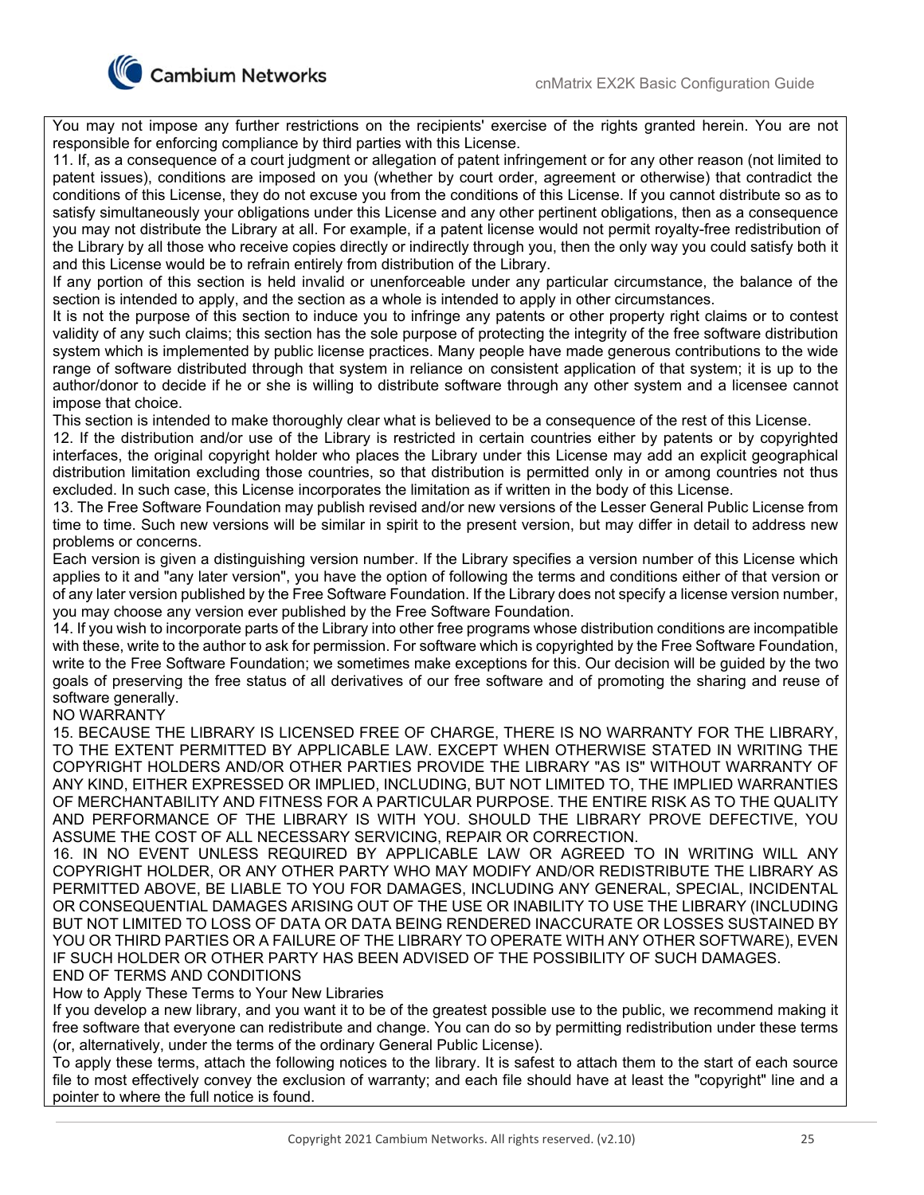You may not impose any further restrictions on the recipients' exercise of the rights granted herein. You are not responsible for enforcing compliance by third parties with this License.

11. If, as a consequence of a court judgment or allegation of patent infringement or for any other reason (not limited to patent issues), conditions are imposed on you (whether by court order, agreement or otherwise) that contradict the conditions of this License, they do not excuse you from the conditions of this License. If you cannot distribute so as to satisfy simultaneously your obligations under this License and any other pertinent obligations, then as a consequence you may not distribute the Library at all. For example, if a patent license would not permit royalty-free redistribution of the Library by all those who receive copies directly or indirectly through you, then the only way you could satisfy both it and this License would be to refrain entirely from distribution of the Library.

If any portion of this section is held invalid or unenforceable under any particular circumstance, the balance of the section is intended to apply, and the section as a whole is intended to apply in other circumstances.

It is not the purpose of this section to induce you to infringe any patents or other property right claims or to contest validity of any such claims; this section has the sole purpose of protecting the integrity of the free software distribution system which is implemented by public license practices. Many people have made generous contributions to the wide range of software distributed through that system in reliance on consistent application of that system; it is up to the author/donor to decide if he or she is willing to distribute software through any other system and a licensee cannot impose that choice.

This section is intended to make thoroughly clear what is believed to be a consequence of the rest of this License.

12. If the distribution and/or use of the Library is restricted in certain countries either by patents or by copyrighted interfaces, the original copyright holder who places the Library under this License may add an explicit geographical distribution limitation excluding those countries, so that distribution is permitted only in or among countries not thus excluded. In such case, this License incorporates the limitation as if written in the body of this License.

13. The Free Software Foundation may publish revised and/or new versions of the Lesser General Public License from time to time. Such new versions will be similar in spirit to the present version, but may differ in detail to address new problems or concerns.

Each version is given a distinguishing version number. If the Library specifies a version number of this License which applies to it and "any later version", you have the option of following the terms and conditions either of that version or of any later version published by the Free Software Foundation. If the Library does not specify a license version number, you may choose any version ever published by the Free Software Foundation.

14. If you wish to incorporate parts of the Library into other free programs whose distribution conditions are incompatible with these, write to the author to ask for permission. For software which is copyrighted by the Free Software Foundation, write to the Free Software Foundation; we sometimes make exceptions for this. Our decision will be guided by the two goals of preserving the free status of all derivatives of our free software and of promoting the sharing and reuse of software generally.

NO WARRANTY

15. BECAUSE THE LIBRARY IS LICENSED FREE OF CHARGE, THERE IS NO WARRANTY FOR THE LIBRARY, TO THE EXTENT PERMITTED BY APPLICABLE LAW. EXCEPT WHEN OTHERWISE STATED IN WRITING THE COPYRIGHT HOLDERS AND/OR OTHER PARTIES PROVIDE THE LIBRARY "AS IS" WITHOUT WARRANTY OF ANY KIND, EITHER EXPRESSED OR IMPLIED, INCLUDING, BUT NOT LIMITED TO, THE IMPLIED WARRANTIES OF MERCHANTABILITY AND FITNESS FOR A PARTICULAR PURPOSE. THE ENTIRE RISK AS TO THE QUALITY AND PERFORMANCE OF THE LIBRARY IS WITH YOU. SHOULD THE LIBRARY PROVE DEFECTIVE, YOU ASSUME THE COST OF ALL NECESSARY SERVICING, REPAIR OR CORRECTION.

16. IN NO EVENT UNLESS REQUIRED BY APPLICABLE LAW OR AGREED TO IN WRITING WILL ANY COPYRIGHT HOLDER, OR ANY OTHER PARTY WHO MAY MODIFY AND/OR REDISTRIBUTE THE LIBRARY AS PERMITTED ABOVE, BE LIABLE TO YOU FOR DAMAGES, INCLUDING ANY GENERAL, SPECIAL, INCIDENTAL OR CONSEQUENTIAL DAMAGES ARISING OUT OF THE USE OR INABILITY TO USE THE LIBRARY (INCLUDING BUT NOT LIMITED TO LOSS OF DATA OR DATA BEING RENDERED INACCURATE OR LOSSES SUSTAINED BY YOU OR THIRD PARTIES OR A FAILURE OF THE LIBRARY TO OPERATE WITH ANY OTHER SOFTWARE), EVEN IF SUCH HOLDER OR OTHER PARTY HAS BEEN ADVISED OF THE POSSIBILITY OF SUCH DAMAGES.

END OF TERMS AND CONDITIONS

How to Apply These Terms to Your New Libraries

If you develop a new library, and you want it to be of the greatest possible use to the public, we recommend making it free software that everyone can redistribute and change. You can do so by permitting redistribution under these terms (or, alternatively, under the terms of the ordinary General Public License).

To apply these terms, attach the following notices to the library. It is safest to attach them to the start of each source file to most effectively convey the exclusion of warranty; and each file should have at least the "copyright" line and a pointer to where the full notice is found.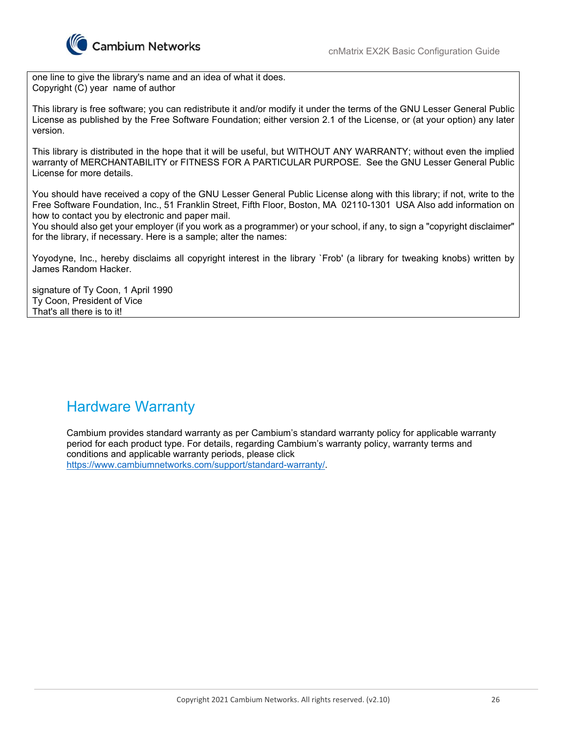one line to give the library's name and an idea of what it does.
Copyright (C) year  name of author

This library is free software; you can redistribute it and/or modify it under the terms of the GNU Lesser General Public License as published by the Free Software Foundation; either version 2.1 of the License, or (at your option) any later version.

This library is distributed in the hope that it will be useful, but WITHOUT ANY WARRANTY; without even the implied warranty of MERCHANTABILITY or FITNESS FOR A PARTICULAR PURPOSE.  See the GNU Lesser General Public License for more details.

You should have received a copy of the GNU Lesser General Public License along with this library; if not, write to the Free Software Foundation, Inc., 51 Franklin Street, Fifth Floor, Boston, MA  02110-1301  USA Also add information on how to contact you by electronic and paper mail.
You should also get your employer (if you work as a programmer) or your school, if any, to sign a "copyright disclaimer" for the library, if necessary. Here is a sample; alter the names:

Yoyodyne, Inc., hereby disclaims all copyright interest in the library `Frob' (a library for tweaking knobs) written by James Random Hacker.

signature of Ty Coon, 1 April 1990
Ty Coon, President of Vice
That's all there is to it!

# Hardware Warranty

Cambium provides standard warranty as per Cambium's standard warranty policy for applicable warranty period for each product type. For details, regarding Cambium's warranty policy, warranty terms and conditions and applicable warranty periods, please click https://www.cambiumnetworks.com/support/standard-warranty/.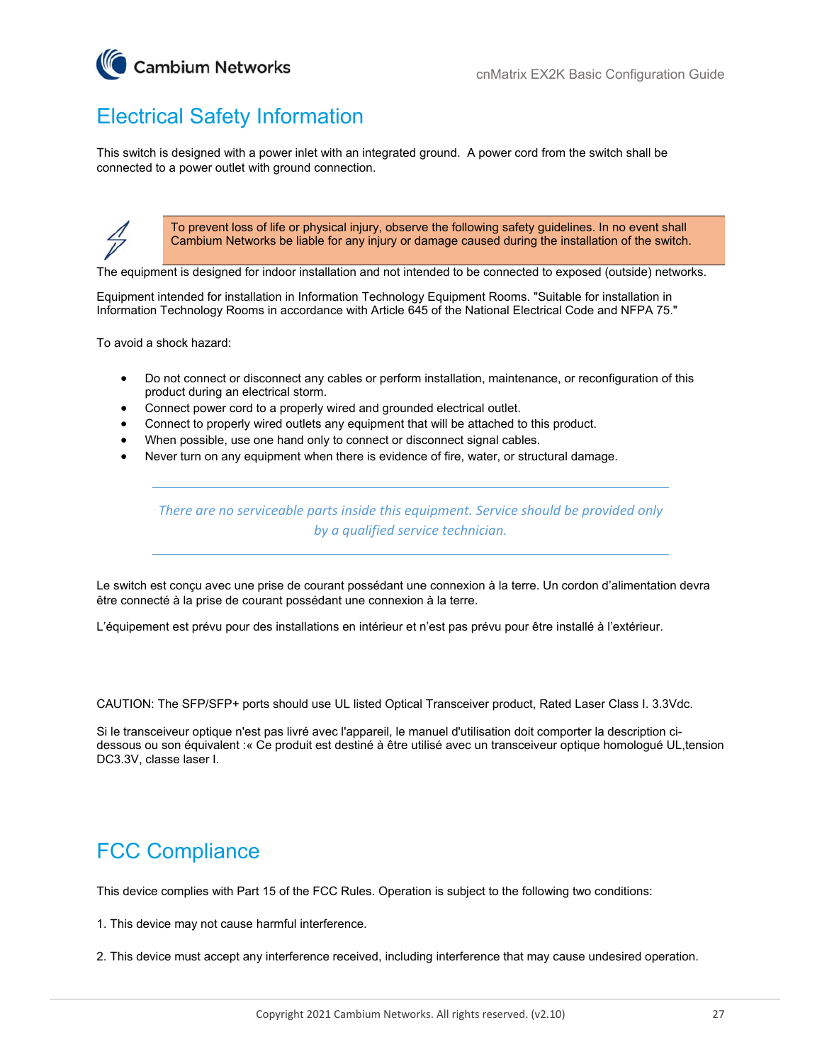## Electrical Safety Information

This switch is designed with a power inlet with an integrated ground. A power cord from the switch shall be connected to a power outlet with ground connection.

> To prevent loss of life or physical injury, observe the following safety guidelines. In no event shall Cambium Networks be liable for any injury or damage caused during the installation of the switch.

The equipment is designed for indoor installation and not intended to be connected to exposed (outside) networks.

Equipment intended for installation in Information Technology Equipment Rooms. "Suitable for installation in Information Technology Rooms in accordance with Article 645 of the National Electrical Code and NFPA 75."

To avoid a shock hazard:

- Do not connect or disconnect any cables or perform installation, maintenance, or reconfiguration of this product during an electrical storm.
- Connect power cord to a properly wired and grounded electrical outlet.
- Connect to properly wired outlets any equipment that will be attached to this product.
- When possible, use one hand only to connect or disconnect signal cables.
- Never turn on any equipment when there is evidence of fire, water, or structural damage.

*There are no serviceable parts inside this equipment. Service should be provided only by a qualified service technician.*

Le switch est conçu avec une prise de courant possédant une connexion à la terre. Un cordon d'alimentation devra être connecté à la prise de courant possédant une connexion à la terre.

L'équipement est prévu pour des installations en intérieur et n'est pas prévu pour être installé à l'extérieur.

CAUTION: The SFP/SFP+ ports should use UL listed Optical Transceiver product, Rated Laser Class I. 3.3Vdc.

Si le transceiveur optique n'est pas livré avec l'appareil, le manuel d'utilisation doit comporter la description ci-dessous ou son équivalent :« Ce produit est destiné à être utilisé avec un transceiveur optique homologué UL,tension DC3.3V, classe laser I.

## FCC Compliance

This device complies with Part 15 of the FCC Rules. Operation is subject to the following two conditions:

1. This device may not cause harmful interference.

2. This device must accept any interference received, including interference that may cause undesired operation.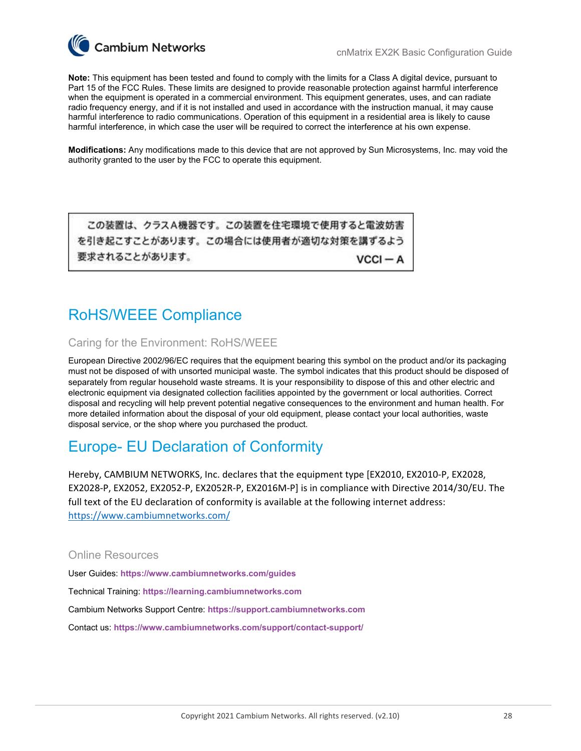**Note:** This equipment has been tested and found to comply with the limits for a Class A digital device, pursuant to Part 15 of the FCC Rules. These limits are designed to provide reasonable protection against harmful interference when the equipment is operated in a commercial environment. This equipment generates, uses, and can radiate radio frequency energy, and if it is not installed and used in accordance with the instruction manual, it may cause harmful interference to radio communications. Operation of this equipment in a residential area is likely to cause harmful interference, in which case the user will be required to correct the interference at his own expense.

**Modifications:** Any modifications made to this device that are not approved by Sun Microsystems, Inc. may void the authority granted to the user by the FCC to operate this equipment.

この装置は、クラスA機器です。この装置を住宅環境で使用すると電波妨害を引き起こすことがあります。この場合には使用者が適切な対策を講ずるよう要求されることがあります。 VCCI－A

## RoHS/WEEE Compliance

### Caring for the Environment: RoHS/WEEE

European Directive 2002/96/EC requires that the equipment bearing this symbol on the product and/or its packaging must not be disposed of with unsorted municipal waste. The symbol indicates that this product should be disposed of separately from regular household waste streams. It is your responsibility to dispose of this and other electric and electronic equipment via designated collection facilities appointed by the government or local authorities. Correct disposal and recycling will help prevent potential negative consequences to the environment and human health. For more detailed information about the disposal of your old equipment, please contact your local authorities, waste disposal service, or the shop where you purchased the product.

## Europe- EU Declaration of Conformity

Hereby, CAMBIUM NETWORKS, Inc. declares that the equipment type [EX2010, EX2010-P, EX2028, EX2028-P, EX2052, EX2052-P, EX2052R-P, EX2016M-P] is in compliance with Directive 2014/30/EU. The full text of the EU declaration of conformity is available at the following internet address: https://www.cambiumnetworks.com/

### Online Resources

User Guides: **https://www.cambiumnetworks.com/guides**

Technical Training: **https://learning.cambiumnetworks.com**

Cambium Networks Support Centre: **https://support.cambiumnetworks.com**

Contact us: **https://www.cambiumnetworks.com/support/contact-support/**